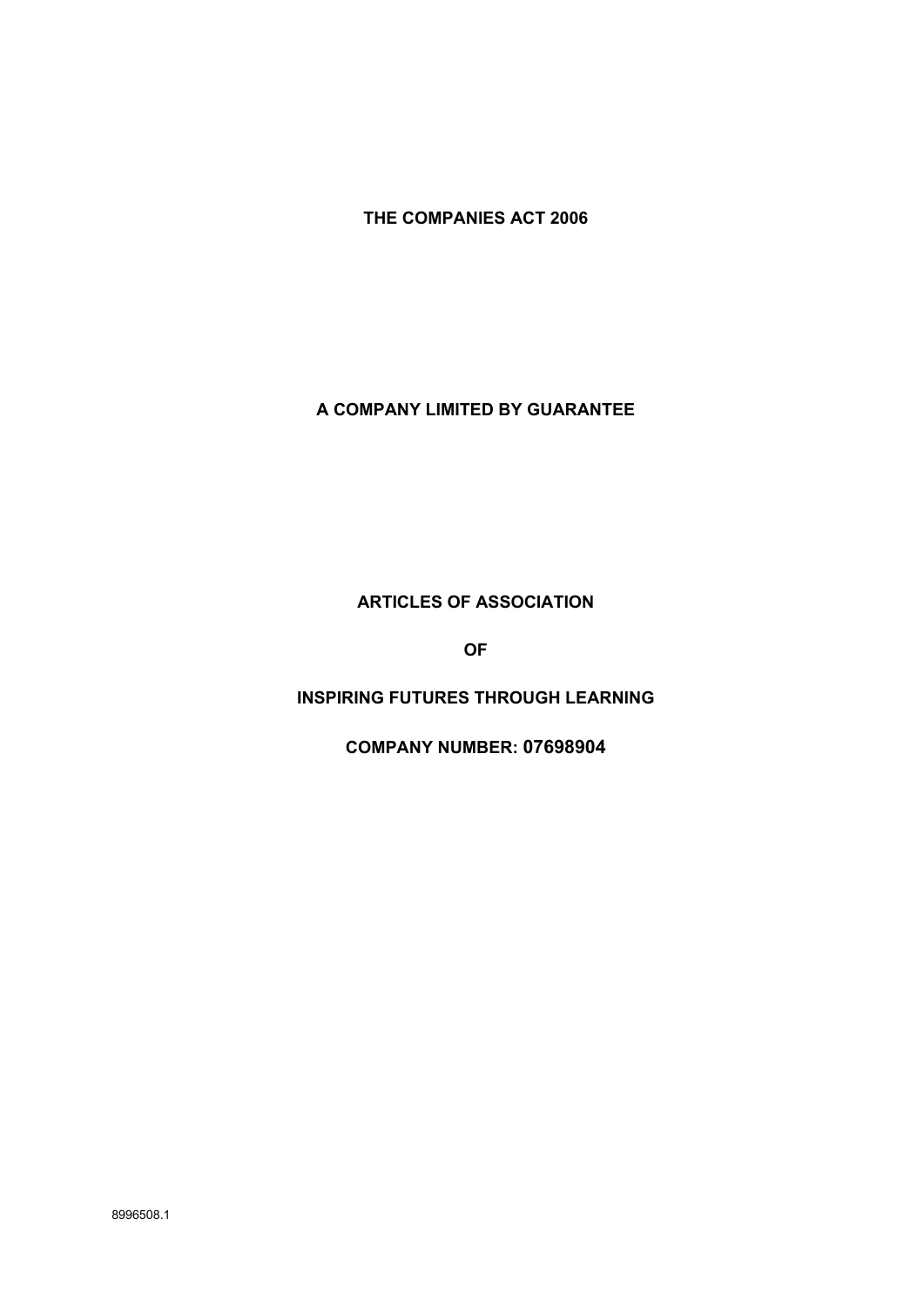**THE COMPANIES ACT 2006**

**A COMPANY LIMITED BY GUARANTEE**

# ARTICLES OF ASSOCIATION

**OF**

# INSPIRING FUTURES THROUGH LEARNING

**COMPANY NUMBER: 07698904**

8996508.1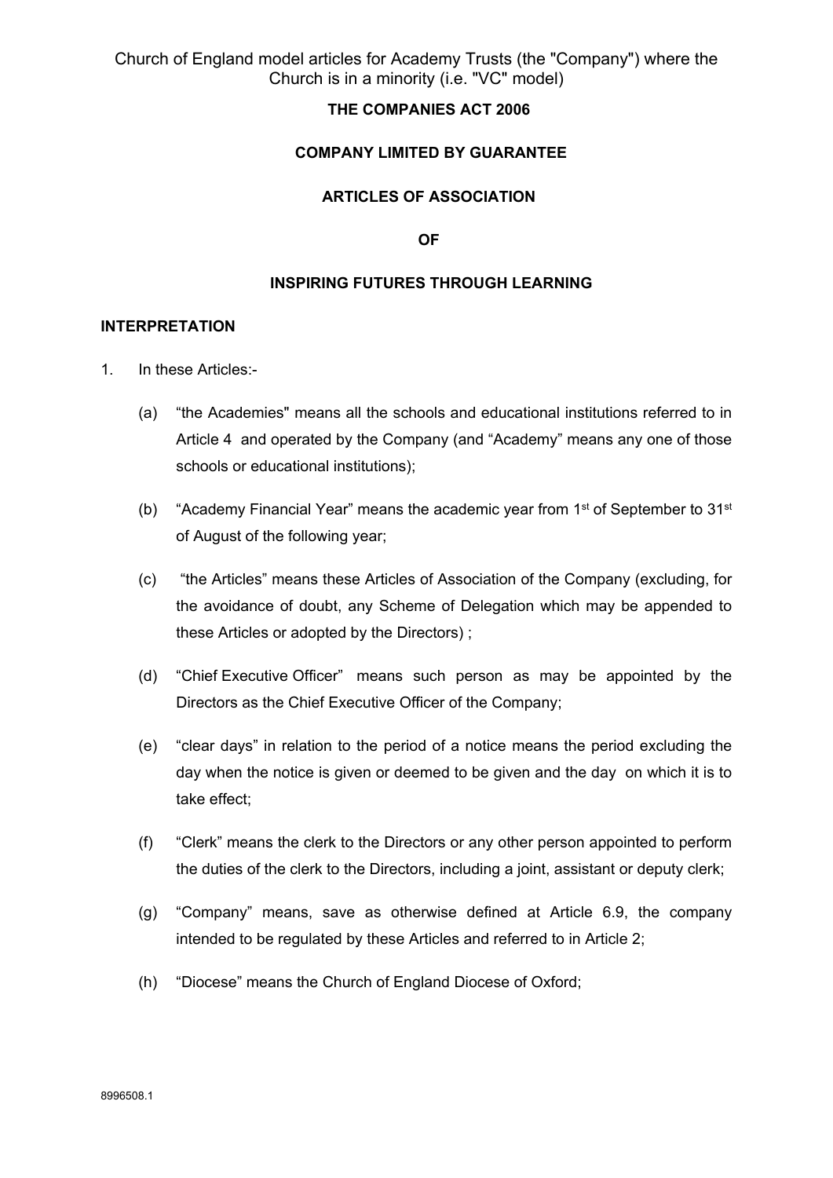Church of England model articles for Academy Trusts (the "Company") where the Church is in a minority (i.e. "VC" model)

**THE COMPANIES ACT 2006**

**COMPANY LIMITED BY GUARANTEE**

**ARTICLES OF ASSOCIATION**

**OF**

**INSPIRING FUTURES THROUGH LEARNING**

**INTERPRETATION**

1. In these Articles:-

   (a) "the Academies" means all the schools and educational institutions referred to in Article 4 and operated by the Company (and "Academy" means any one of those schools or educational institutions);

   (b) "Academy Financial Year" means the academic year from 1st of September to 31st of August of the following year;

   (c) "the Articles" means these Articles of Association of the Company (excluding, for the avoidance of doubt, any Scheme of Delegation which may be appended to these Articles or adopted by the Directors) ;

   (d) "Chief Executive Officer" means such person as may be appointed by the Directors as the Chief Executive Officer of the Company;

   (e) "clear days" in relation to the period of a notice means the period excluding the day when the notice is given or deemed to be given and the day on which it is to take effect;

   (f) "Clerk" means the clerk to the Directors or any other person appointed to perform the duties of the clerk to the Directors, including a joint, assistant or deputy clerk;

   (g) "Company" means, save as otherwise defined at Article 6.9, the company intended to be regulated by these Articles and referred to in Article 2;

   (h) "Diocese" means the Church of England Diocese of Oxford;

8996508.1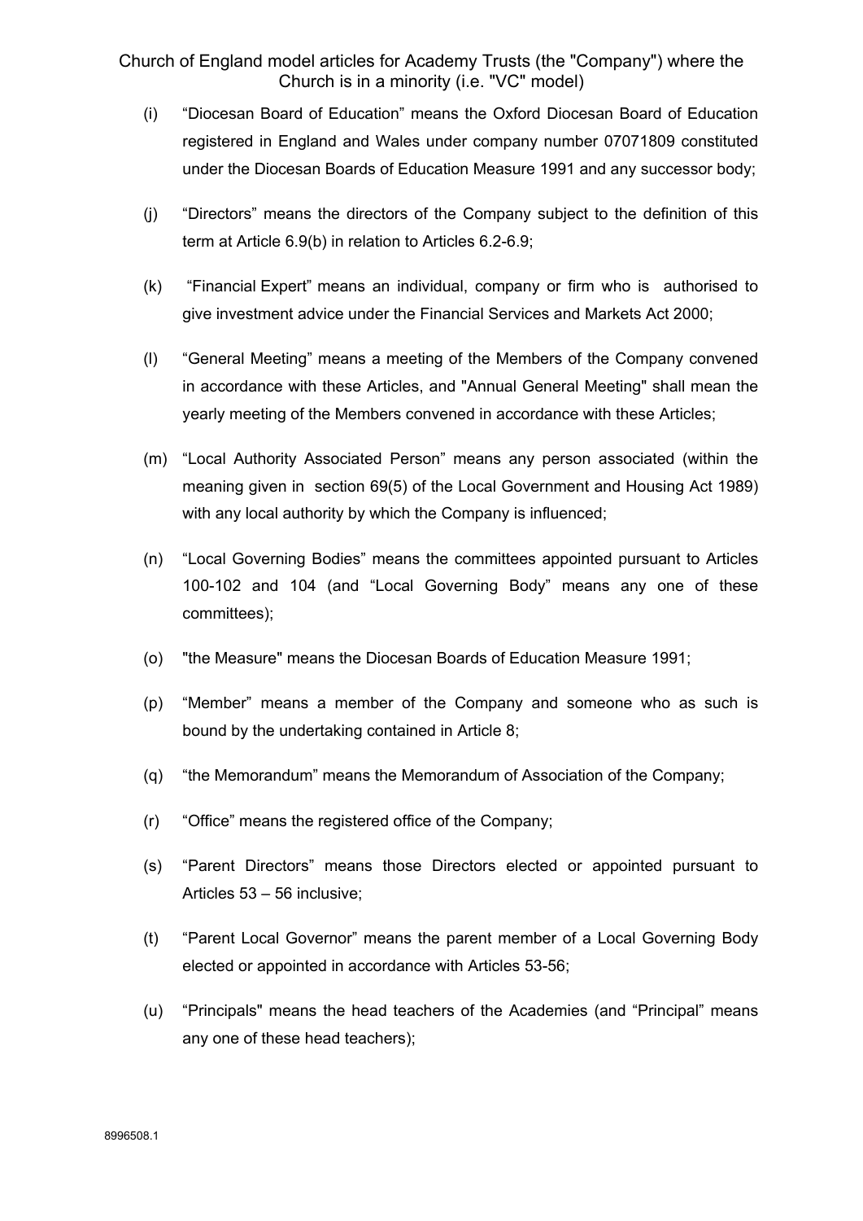(i) "Diocesan Board of Education" means the Oxford Diocesan Board of Education registered in England and Wales under company number 07071809 constituted under the Diocesan Boards of Education Measure 1991 and any successor body;

(j) "Directors" means the directors of the Company subject to the definition of this term at Article 6.9(b) in relation to Articles 6.2-6.9;

(k) "Financial Expert" means an individual, company or firm who is authorised to give investment advice under the Financial Services and Markets Act 2000;

(l) "General Meeting" means a meeting of the Members of the Company convened in accordance with these Articles, and "Annual General Meeting" shall mean the yearly meeting of the Members convened in accordance with these Articles;

(m) "Local Authority Associated Person" means any person associated (within the meaning given in section 69(5) of the Local Government and Housing Act 1989) with any local authority by which the Company is influenced;

(n) "Local Governing Bodies" means the committees appointed pursuant to Articles 100-102 and 104 (and "Local Governing Body" means any one of these committees);

(o) "the Measure" means the Diocesan Boards of Education Measure 1991;

(p) "Member" means a member of the Company and someone who as such is bound by the undertaking contained in Article 8;

(q) "the Memorandum" means the Memorandum of Association of the Company;

(r) "Office" means the registered office of the Company;

(s) "Parent Directors" means those Directors elected or appointed pursuant to Articles 53 – 56 inclusive;

(t) "Parent Local Governor" means the parent member of a Local Governing Body elected or appointed in accordance with Articles 53-56;

(u) "Principals" means the head teachers of the Academies (and "Principal" means any one of these head teachers);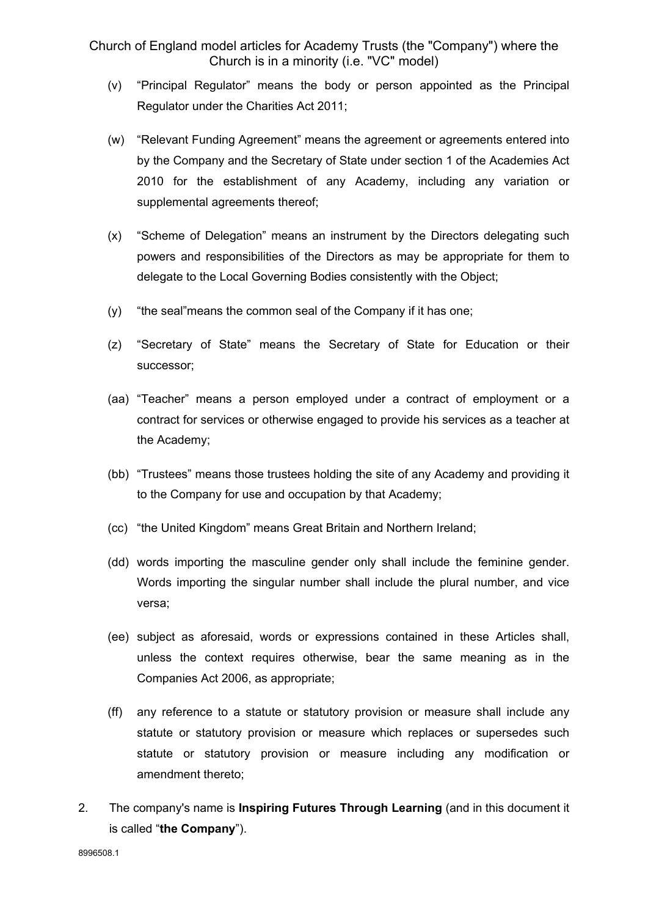(v) “Principal Regulator” means the body or person appointed as the Principal Regulator under the Charities Act 2011;

(w) “Relevant Funding Agreement” means the agreement or agreements entered into by the Company and the Secretary of State under section 1 of the Academies Act 2010 for the establishment of any Academy, including any variation or supplemental agreements thereof;

(x) “Scheme of Delegation” means an instrument by the Directors delegating such powers and responsibilities of the Directors as may be appropriate for them to delegate to the Local Governing Bodies consistently with the Object;

(y) “the seal”means the common seal of the Company if it has one;

(z) “Secretary of State” means the Secretary of State for Education or their successor;

(aa) “Teacher” means a person employed under a contract of employment or a contract for services or otherwise engaged to provide his services as a teacher at the Academy;

(bb) “Trustees” means those trustees holding the site of any Academy and providing it to the Company for use and occupation by that Academy;

(cc) “the United Kingdom” means Great Britain and Northern Ireland;

(dd) words importing the masculine gender only shall include the feminine gender. Words importing the singular number shall include the plural number, and vice versa;

(ee) subject as aforesaid, words or expressions contained in these Articles shall, unless the context requires otherwise, bear the same meaning as in the Companies Act 2006, as appropriate;

(ff) any reference to a statute or statutory provision or measure shall include any statute or statutory provision or measure which replaces or supersedes such statute or statutory provision or measure including any modification or amendment thereto;

2. The company's name is **Inspiring Futures Through Learning** (and in this document it is called “**the Company**”).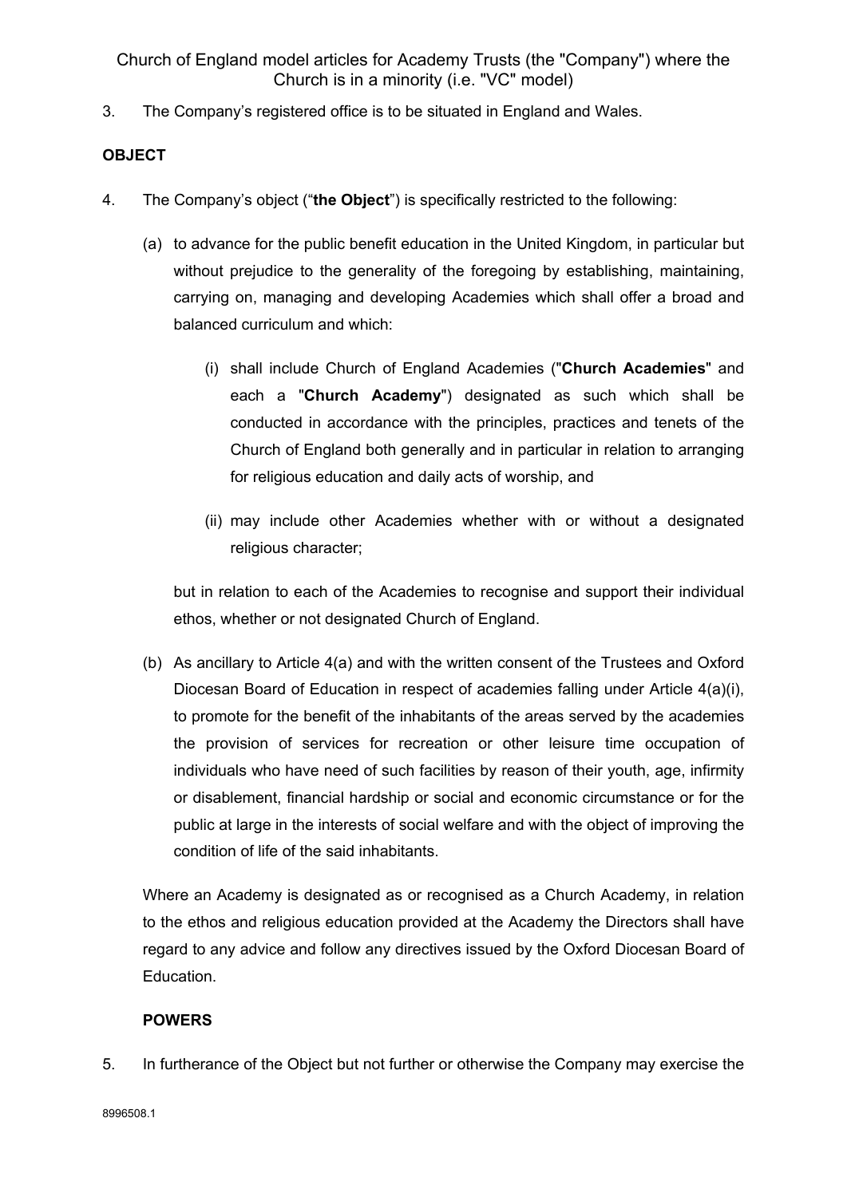3. The Company's registered office is to be situated in England and Wales.

**OBJECT**

4. The Company's object ("**the Object**") is specifically restricted to the following:

   (a) to advance for the public benefit education in the United Kingdom, in particular but without prejudice to the generality of the foregoing by establishing, maintaining, carrying on, managing and developing Academies which shall offer a broad and balanced curriculum and which:

      (i) shall include Church of England Academies ("**Church Academies**" and each a "**Church Academy**") designated as such which shall be conducted in accordance with the principles, practices and tenets of the Church of England both generally and in particular in relation to arranging for religious education and daily acts of worship, and

      (ii) may include other Academies whether with or without a designated religious character;

   but in relation to each of the Academies to recognise and support their individual ethos, whether or not designated Church of England.

   (b) As ancillary to Article 4(a) and with the written consent of the Trustees and Oxford Diocesan Board of Education in respect of academies falling under Article 4(a)(i), to promote for the benefit of the inhabitants of the areas served by the academies the provision of services for recreation or other leisure time occupation of individuals who have need of such facilities by reason of their youth, age, infirmity or disablement, financial hardship or social and economic circumstance or for the public at large in the interests of social welfare and with the object of improving the condition of life of the said inhabitants.

   Where an Academy is designated as or recognised as a Church Academy, in relation to the ethos and religious education provided at the Academy the Directors shall have regard to any advice and follow any directives issued by the Oxford Diocesan Board of Education.

**POWERS**

5. In furtherance of the Object but not further or otherwise the Company may exercise the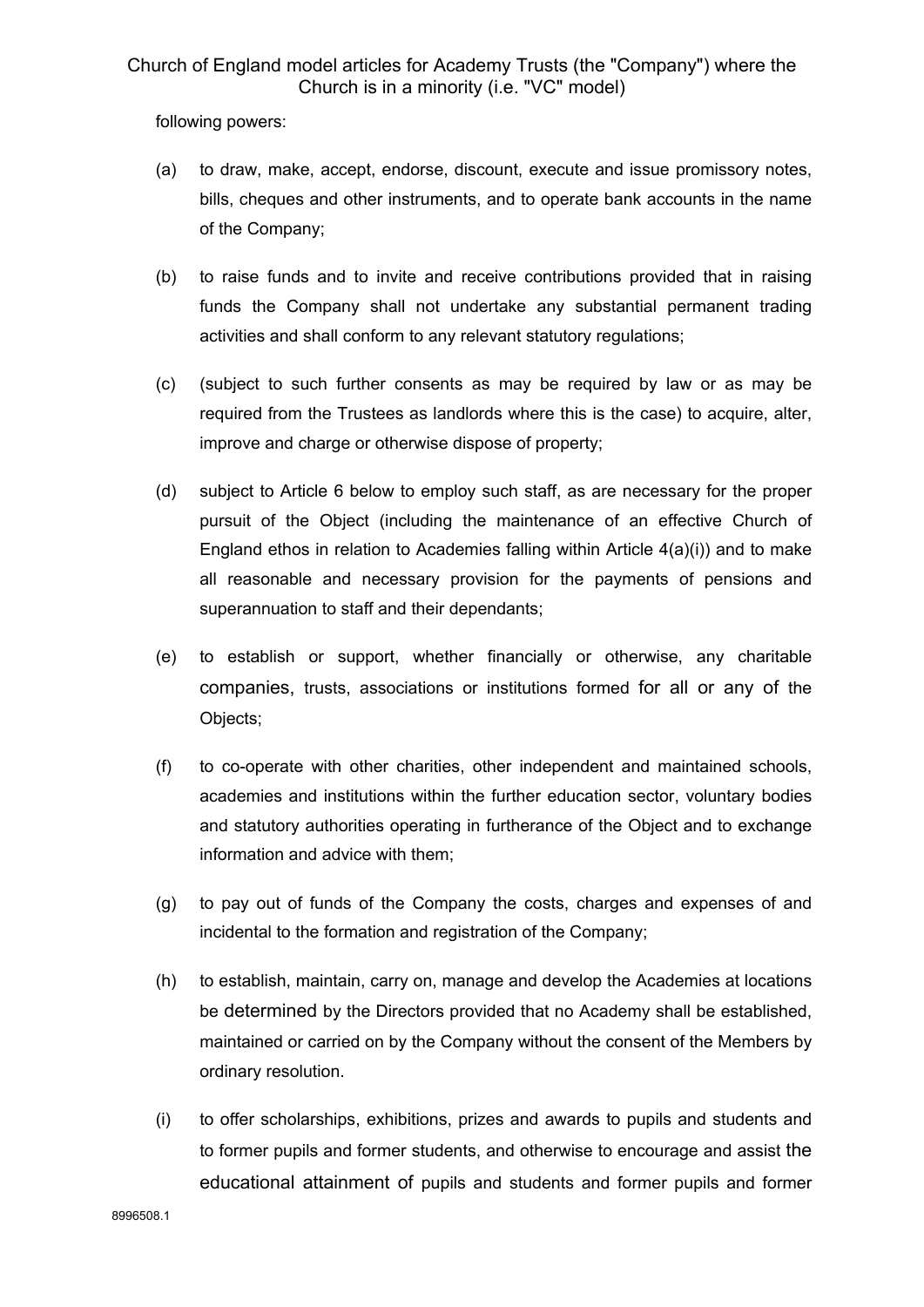following powers:

(a) to draw, make, accept, endorse, discount, execute and issue promissory notes, bills, cheques and other instruments, and to operate bank accounts in the name of the Company;

(b) to raise funds and to invite and receive contributions provided that in raising funds the Company shall not undertake any substantial permanent trading activities and shall conform to any relevant statutory regulations;

(c) (subject to such further consents as may be required by law or as may be required from the Trustees as landlords where this is the case) to acquire, alter, improve and charge or otherwise dispose of property;

(d) subject to Article 6 below to employ such staff, as are necessary for the proper pursuit of the Object (including the maintenance of an effective Church of England ethos in relation to Academies falling within Article 4(a)(i)) and to make all reasonable and necessary provision for the payments of pensions and superannuation to staff and their dependants;

(e) to establish or support, whether financially or otherwise, any charitable companies, trusts, associations or institutions formed for all or any of the Objects;

(f) to co-operate with other charities, other independent and maintained schools, academies and institutions within the further education sector, voluntary bodies and statutory authorities operating in furtherance of the Object and to exchange information and advice with them;

(g) to pay out of funds of the Company the costs, charges and expenses of and incidental to the formation and registration of the Company;

(h) to establish, maintain, carry on, manage and develop the Academies at locations be determined by the Directors provided that no Academy shall be established, maintained or carried on by the Company without the consent of the Members by ordinary resolution.

(i) to offer scholarships, exhibitions, prizes and awards to pupils and students and to former pupils and former students, and otherwise to encourage and assist the educational attainment of pupils and students and former pupils and former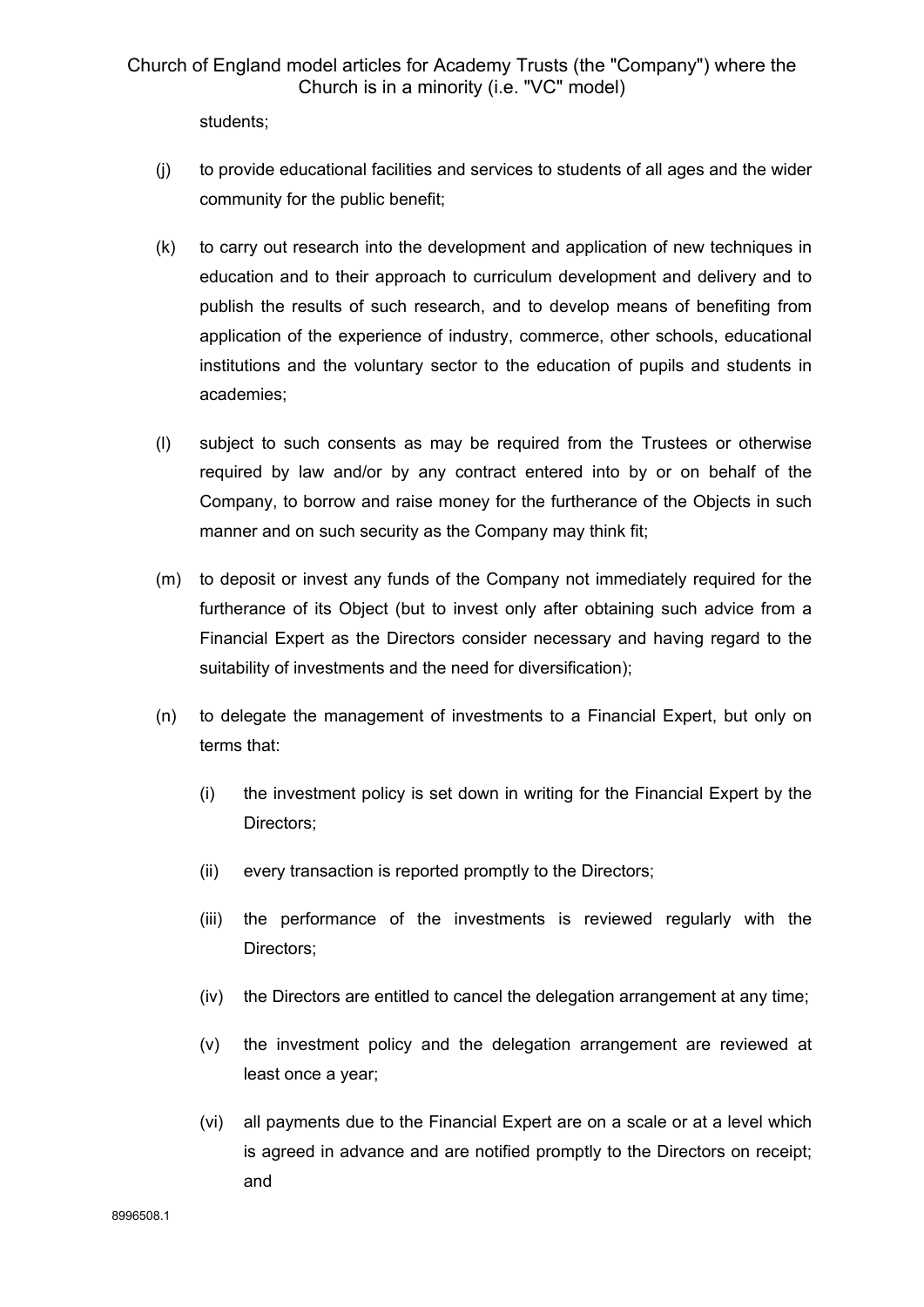students;

(j) to provide educational facilities and services to students of all ages and the wider community for the public benefit;

(k) to carry out research into the development and application of new techniques in education and to their approach to curriculum development and delivery and to publish the results of such research, and to develop means of benefiting from application of the experience of industry, commerce, other schools, educational institutions and the voluntary sector to the education of pupils and students in academies;

(l) subject to such consents as may be required from the Trustees or otherwise required by law and/or by any contract entered into by or on behalf of the Company, to borrow and raise money for the furtherance of the Objects in such manner and on such security as the Company may think fit;

(m) to deposit or invest any funds of the Company not immediately required for the furtherance of its Object (but to invest only after obtaining such advice from a Financial Expert as the Directors consider necessary and having regard to the suitability of investments and the need for diversification);

(n) to delegate the management of investments to a Financial Expert, but only on terms that:

  (i) the investment policy is set down in writing for the Financial Expert by the Directors;

  (ii) every transaction is reported promptly to the Directors;

  (iii) the performance of the investments is reviewed regularly with the Directors;

  (iv) the Directors are entitled to cancel the delegation arrangement at any time;

  (v) the investment policy and the delegation arrangement are reviewed at least once a year;

  (vi) all payments due to the Financial Expert are on a scale or at a level which is agreed in advance and are notified promptly to the Directors on receipt; and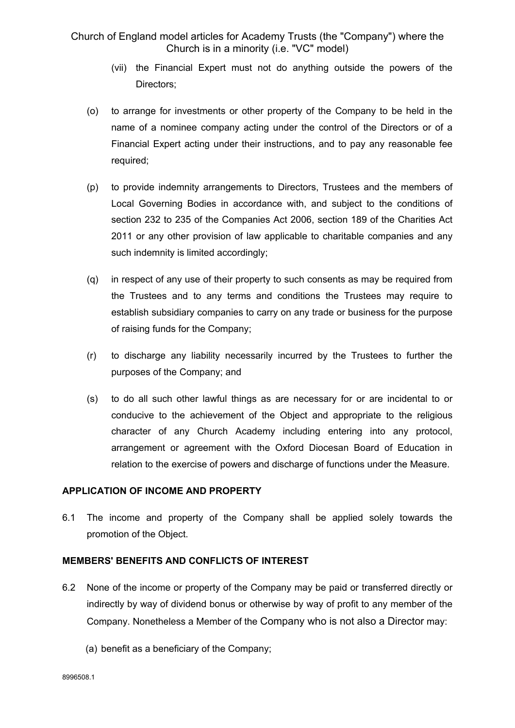(vii) the Financial Expert must not do anything outside the powers of the Directors;

(o) to arrange for investments or other property of the Company to be held in the name of a nominee company acting under the control of the Directors or of a Financial Expert acting under their instructions, and to pay any reasonable fee required;

(p) to provide indemnity arrangements to Directors, Trustees and the members of Local Governing Bodies in accordance with, and subject to the conditions of section 232 to 235 of the Companies Act 2006, section 189 of the Charities Act 2011 or any other provision of law applicable to charitable companies and any such indemnity is limited accordingly;

(q) in respect of any use of their property to such consents as may be required from the Trustees and to any terms and conditions the Trustees may require to establish subsidiary companies to carry on any trade or business for the purpose of raising funds for the Company;

(r) to discharge any liability necessarily incurred by the Trustees to further the purposes of the Company; and

(s) to do all such other lawful things as are necessary for or are incidental to or conducive to the achievement of the Object and appropriate to the religious character of any Church Academy including entering into any protocol, arrangement or agreement with the Oxford Diocesan Board of Education in relation to the exercise of powers and discharge of functions under the Measure.

**APPLICATION OF INCOME AND PROPERTY**

6.1 The income and property of the Company shall be applied solely towards the promotion of the Object.

**MEMBERS' BENEFITS AND CONFLICTS OF INTEREST**

6.2 None of the income or property of the Company may be paid or transferred directly or indirectly by way of dividend bonus or otherwise by way of profit to any member of the Company. Nonetheless a Member of the Company who is not also a Director may:

(a) benefit as a beneficiary of the Company;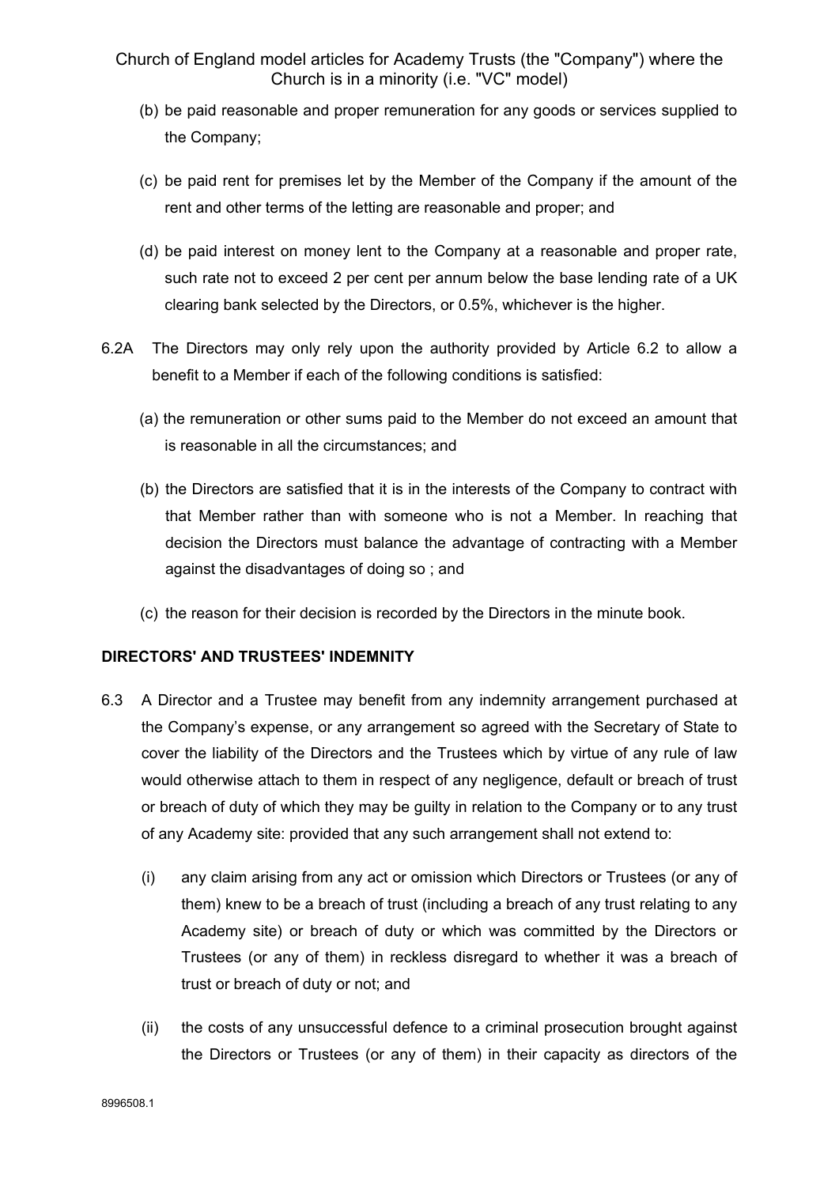(b) be paid reasonable and proper remuneration for any goods or services supplied to the Company;

(c) be paid rent for premises let by the Member of the Company if the amount of the rent and other terms of the letting are reasonable and proper; and

(d) be paid interest on money lent to the Company at a reasonable and proper rate, such rate not to exceed 2 per cent per annum below the base lending rate of a UK clearing bank selected by the Directors, or 0.5%, whichever is the higher.

6.2A The Directors may only rely upon the authority provided by Article 6.2 to allow a benefit to a Member if each of the following conditions is satisfied:

(a) the remuneration or other sums paid to the Member do not exceed an amount that is reasonable in all the circumstances; and

(b) the Directors are satisfied that it is in the interests of the Company to contract with that Member rather than with someone who is not a Member. In reaching that decision the Directors must balance the advantage of contracting with a Member against the disadvantages of doing so ; and

(c) the reason for their decision is recorded by the Directors in the minute book.

**DIRECTORS' AND TRUSTEES' INDEMNITY**

6.3 A Director and a Trustee may benefit from any indemnity arrangement purchased at the Company's expense, or any arrangement so agreed with the Secretary of State to cover the liability of the Directors and the Trustees which by virtue of any rule of law would otherwise attach to them in respect of any negligence, default or breach of trust or breach of duty of which they may be guilty in relation to the Company or to any trust of any Academy site: provided that any such arrangement shall not extend to:

(i) any claim arising from any act or omission which Directors or Trustees (or any of them) knew to be a breach of trust (including a breach of any trust relating to any Academy site) or breach of duty or which was committed by the Directors or Trustees (or any of them) in reckless disregard to whether it was a breach of trust or breach of duty or not; and

(ii) the costs of any unsuccessful defence to a criminal prosecution brought against the Directors or Trustees (or any of them) in their capacity as directors of the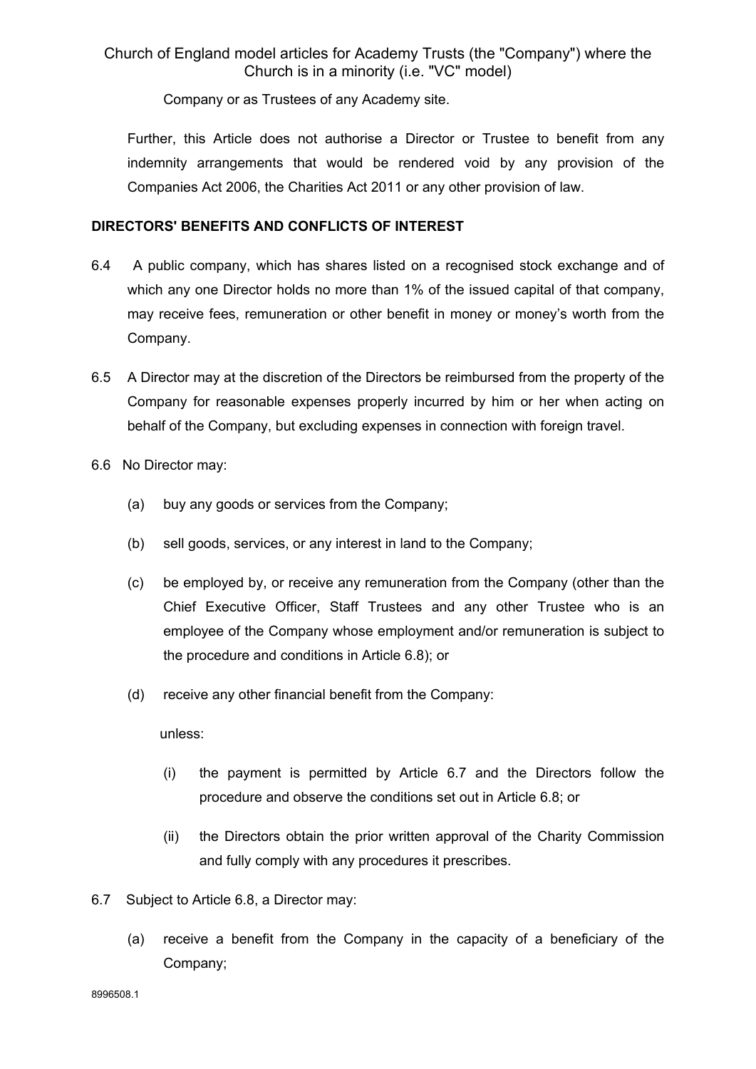Company or as Trustees of any Academy site.

Further, this Article does not authorise a Director or Trustee to benefit from any indemnity arrangements that would be rendered void by any provision of the Companies Act 2006, the Charities Act 2011 or any other provision of law.

**DIRECTORS' BENEFITS AND CONFLICTS OF INTEREST**

6.4 A public company, which has shares listed on a recognised stock exchange and of which any one Director holds no more than 1% of the issued capital of that company, may receive fees, remuneration or other benefit in money or money's worth from the Company.

6.5 A Director may at the discretion of the Directors be reimbursed from the property of the Company for reasonable expenses properly incurred by him or her when acting on behalf of the Company, but excluding expenses in connection with foreign travel.

6.6 No Director may:

(a) buy any goods or services from the Company;

(b) sell goods, services, or any interest in land to the Company;

(c) be employed by, or receive any remuneration from the Company (other than the Chief Executive Officer, Staff Trustees and any other Trustee who is an employee of the Company whose employment and/or remuneration is subject to the procedure and conditions in Article 6.8); or

(d) receive any other financial benefit from the Company:

unless:

(i) the payment is permitted by Article 6.7 and the Directors follow the procedure and observe the conditions set out in Article 6.8; or

(ii) the Directors obtain the prior written approval of the Charity Commission and fully comply with any procedures it prescribes.

6.7 Subject to Article 6.8, a Director may:

(a) receive a benefit from the Company in the capacity of a beneficiary of the Company;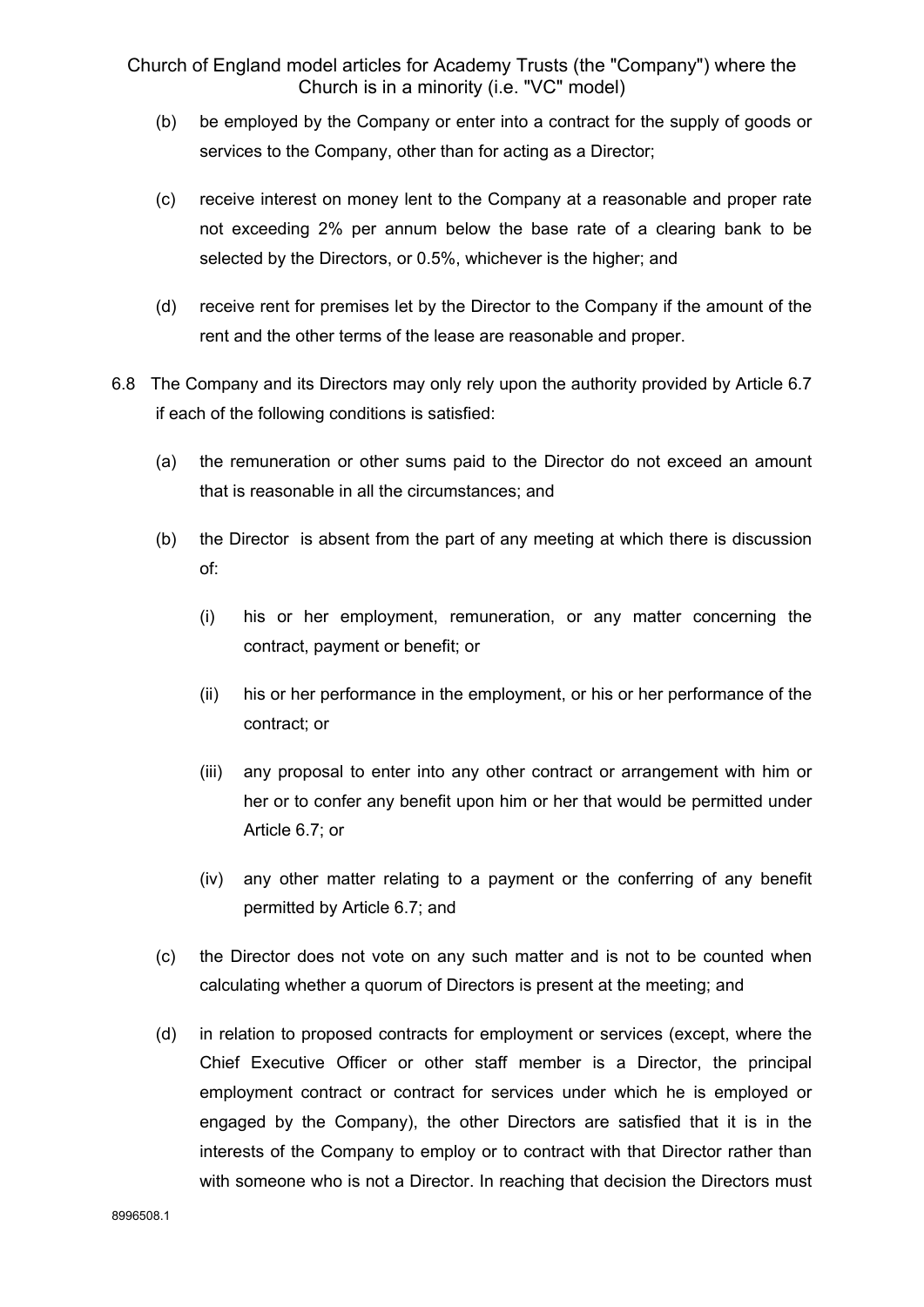(b) be employed by the Company or enter into a contract for the supply of goods or services to the Company, other than for acting as a Director;

(c) receive interest on money lent to the Company at a reasonable and proper rate not exceeding 2% per annum below the base rate of a clearing bank to be selected by the Directors, or 0.5%, whichever is the higher; and

(d) receive rent for premises let by the Director to the Company if the amount of the rent and the other terms of the lease are reasonable and proper.

6.8 The Company and its Directors may only rely upon the authority provided by Article 6.7 if each of the following conditions is satisfied:

(a) the remuneration or other sums paid to the Director do not exceed an amount that is reasonable in all the circumstances; and

(b) the Director is absent from the part of any meeting at which there is discussion of:

(i) his or her employment, remuneration, or any matter concerning the contract, payment or benefit; or

(ii) his or her performance in the employment, or his or her performance of the contract; or

(iii) any proposal to enter into any other contract or arrangement with him or her or to confer any benefit upon him or her that would be permitted under Article 6.7; or

(iv) any other matter relating to a payment or the conferring of any benefit permitted by Article 6.7; and

(c) the Director does not vote on any such matter and is not to be counted when calculating whether a quorum of Directors is present at the meeting; and

(d) in relation to proposed contracts for employment or services (except, where the Chief Executive Officer or other staff member is a Director, the principal employment contract or contract for services under which he is employed or engaged by the Company), the other Directors are satisfied that it is in the interests of the Company to employ or to contract with that Director rather than with someone who is not a Director. In reaching that decision the Directors must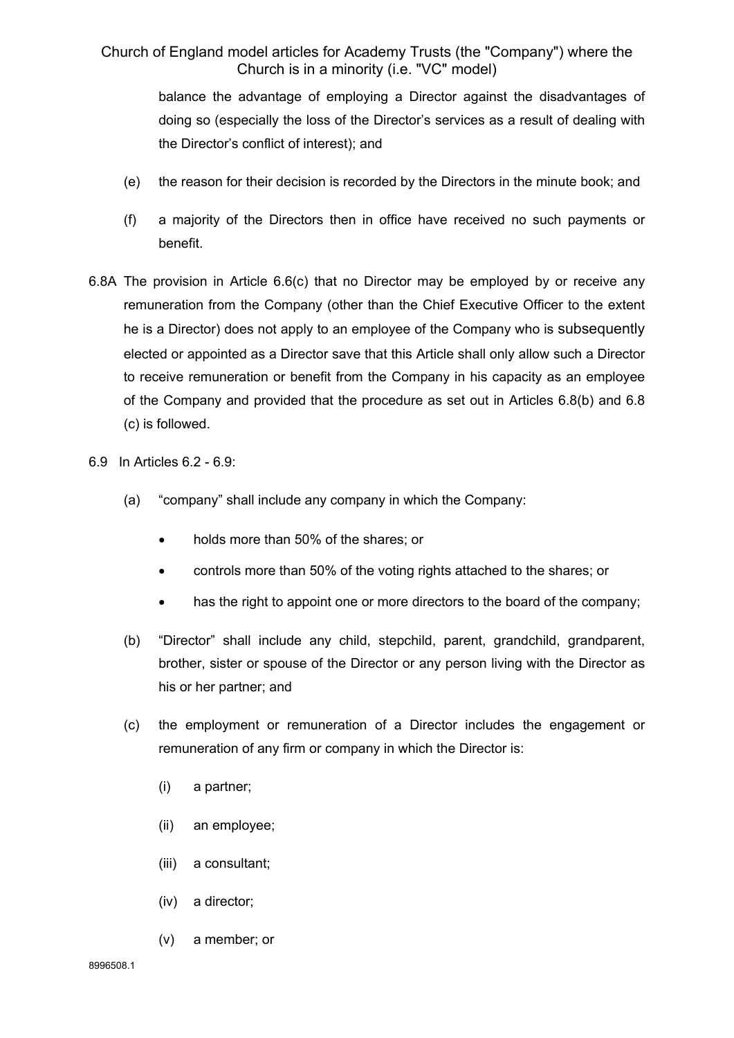balance the advantage of employing a Director against the disadvantages of doing so (especially the loss of the Director's services as a result of dealing with the Director's conflict of interest); and

(e) the reason for their decision is recorded by the Directors in the minute book; and

(f) a majority of the Directors then in office have received no such payments or benefit.

6.8A The provision in Article 6.6(c) that no Director may be employed by or receive any remuneration from the Company (other than the Chief Executive Officer to the extent he is a Director) does not apply to an employee of the Company who is subsequently elected or appointed as a Director save that this Article shall only allow such a Director to receive remuneration or benefit from the Company in his capacity as an employee of the Company and provided that the procedure as set out in Articles 6.8(b) and 6.8 (c) is followed.

6.9 In Articles 6.2 - 6.9:

(a) "company" shall include any company in which the Company:

- holds more than 50% of the shares; or
- controls more than 50% of the voting rights attached to the shares; or
- has the right to appoint one or more directors to the board of the company;

(b) "Director" shall include any child, stepchild, parent, grandchild, grandparent, brother, sister or spouse of the Director or any person living with the Director as his or her partner; and

(c) the employment or remuneration of a Director includes the engagement or remuneration of any firm or company in which the Director is:

(i) a partner;

(ii) an employee;

(iii) a consultant;

(iv) a director;

(v) a member; or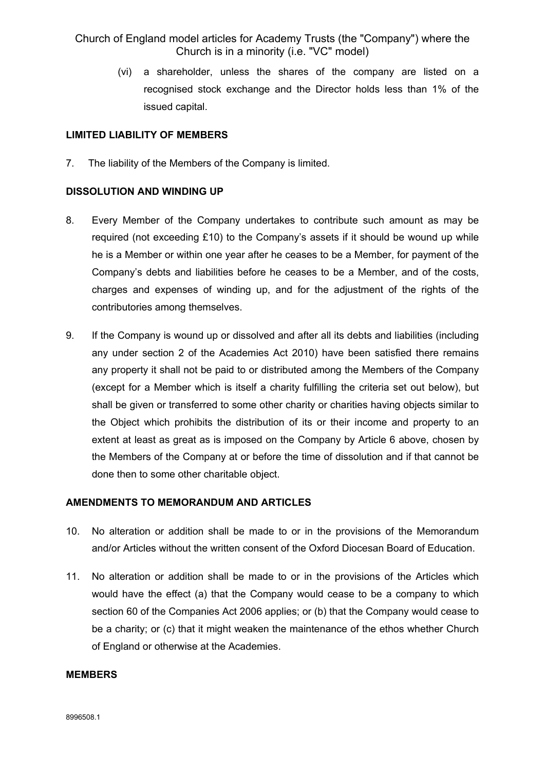(vi) a shareholder, unless the shares of the company are listed on a recognised stock exchange and the Director holds less than 1% of the issued capital.

**LIMITED LIABILITY OF MEMBERS**

7. The liability of the Members of the Company is limited.

**DISSOLUTION AND WINDING UP**

8. Every Member of the Company undertakes to contribute such amount as may be required (not exceeding £10) to the Company's assets if it should be wound up while he is a Member or within one year after he ceases to be a Member, for payment of the Company's debts and liabilities before he ceases to be a Member, and of the costs, charges and expenses of winding up, and for the adjustment of the rights of the contributories among themselves.

9. If the Company is wound up or dissolved and after all its debts and liabilities (including any under section 2 of the Academies Act 2010) have been satisfied there remains any property it shall not be paid to or distributed among the Members of the Company (except for a Member which is itself a charity fulfilling the criteria set out below), but shall be given or transferred to some other charity or charities having objects similar to the Object which prohibits the distribution of its or their income and property to an extent at least as great as is imposed on the Company by Article 6 above, chosen by the Members of the Company at or before the time of dissolution and if that cannot be done then to some other charitable object.

**AMENDMENTS TO MEMORANDUM AND ARTICLES**

10. No alteration or addition shall be made to or in the provisions of the Memorandum and/or Articles without the written consent of the Oxford Diocesan Board of Education.

11. No alteration or addition shall be made to or in the provisions of the Articles which would have the effect (a) that the Company would cease to be a company to which section 60 of the Companies Act 2006 applies; or (b) that the Company would cease to be a charity; or (c) that it might weaken the maintenance of the ethos whether Church of England or otherwise at the Academies.

**MEMBERS**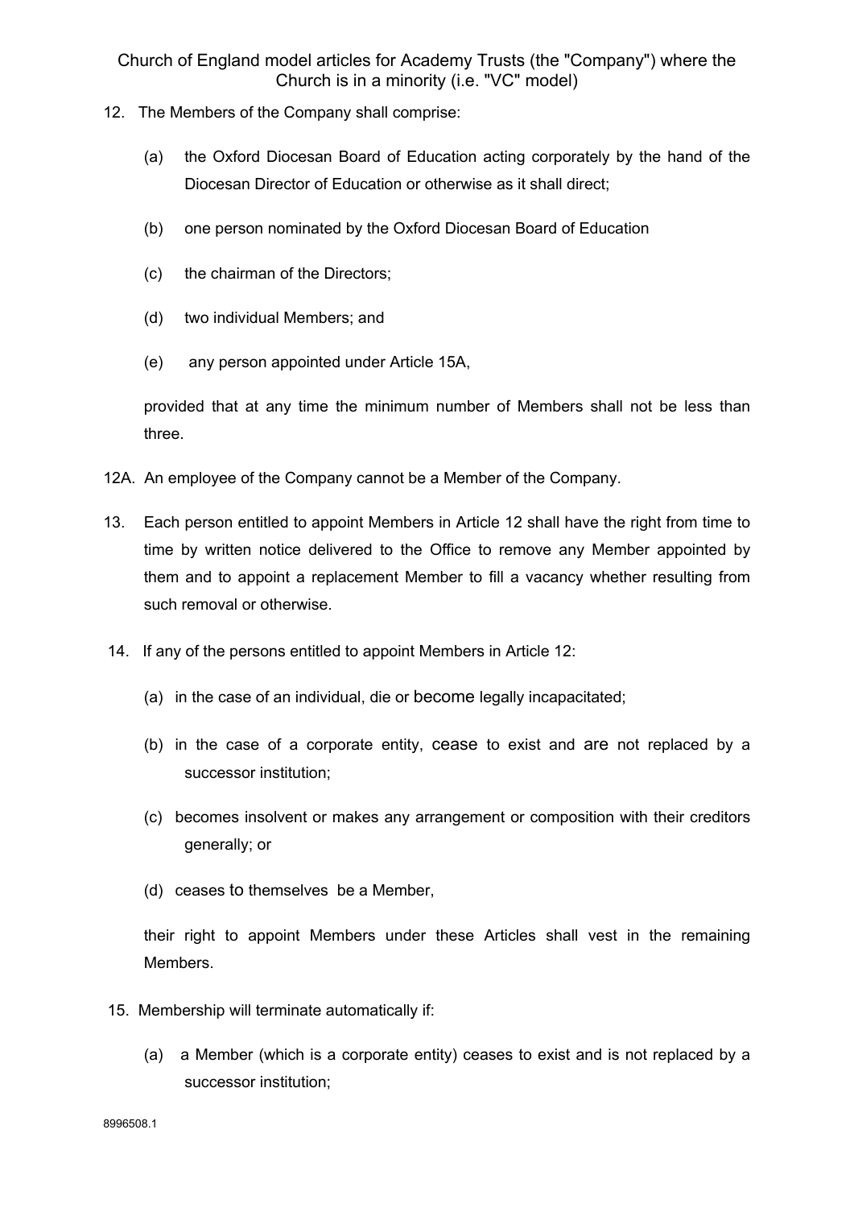12. The Members of the Company shall comprise:

    (a) the Oxford Diocesan Board of Education acting corporately by the hand of the Diocesan Director of Education or otherwise as it shall direct;

    (b) one person nominated by the Oxford Diocesan Board of Education

    (c) the chairman of the Directors;

    (d) two individual Members; and

    (e) any person appointed under Article 15A,

    provided that at any time the minimum number of Members shall not be less than three.

12A. An employee of the Company cannot be a Member of the Company.

13. Each person entitled to appoint Members in Article 12 shall have the right from time to time by written notice delivered to the Office to remove any Member appointed by them and to appoint a replacement Member to fill a vacancy whether resulting from such removal or otherwise.

14. If any of the persons entitled to appoint Members in Article 12:

    (a) in the case of an individual, die or become legally incapacitated;

    (b) in the case of a corporate entity, cease to exist and are not replaced by a successor institution;

    (c) becomes insolvent or makes any arrangement or composition with their creditors generally; or

    (d) ceases to themselves be a Member,

    their right to appoint Members under these Articles shall vest in the remaining Members.

15. Membership will terminate automatically if:

    (a) a Member (which is a corporate entity) ceases to exist and is not replaced by a successor institution;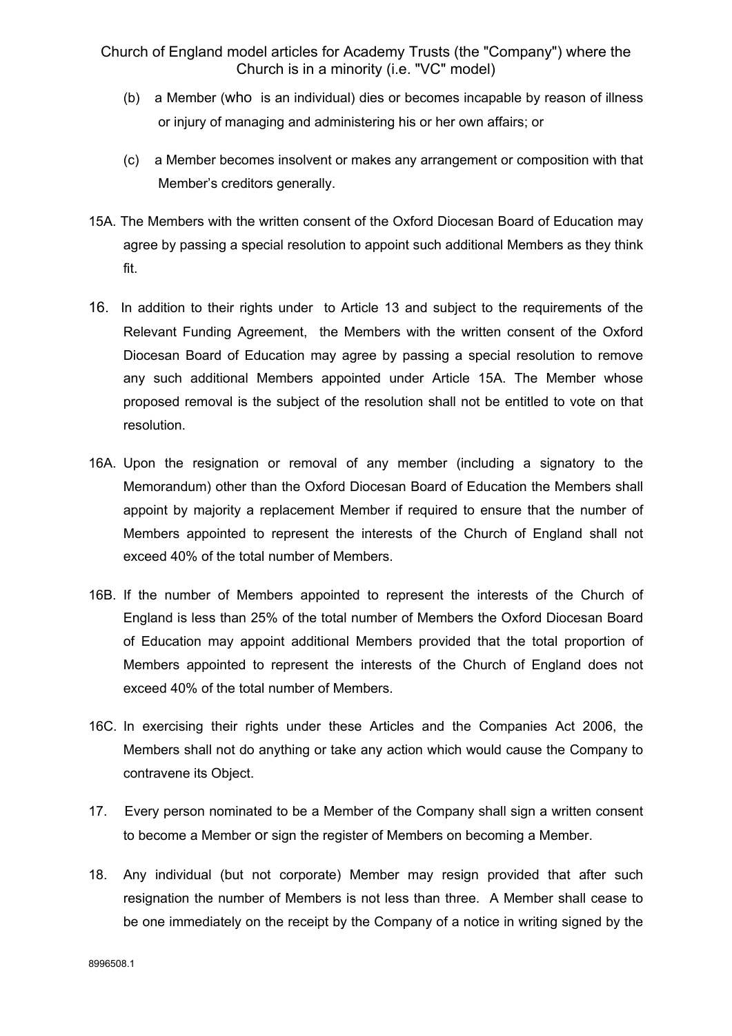(b) a Member (who is an individual) dies or becomes incapable by reason of illness or injury of managing and administering his or her own affairs; or

(c) a Member becomes insolvent or makes any arrangement or composition with that Member's creditors generally.

15A. The Members with the written consent of the Oxford Diocesan Board of Education may agree by passing a special resolution to appoint such additional Members as they think fit.

16. In addition to their rights under to Article 13 and subject to the requirements of the Relevant Funding Agreement, the Members with the written consent of the Oxford Diocesan Board of Education may agree by passing a special resolution to remove any such additional Members appointed under Article 15A. The Member whose proposed removal is the subject of the resolution shall not be entitled to vote on that resolution.

16A. Upon the resignation or removal of any member (including a signatory to the Memorandum) other than the Oxford Diocesan Board of Education the Members shall appoint by majority a replacement Member if required to ensure that the number of Members appointed to represent the interests of the Church of England shall not exceed 40% of the total number of Members.

16B. If the number of Members appointed to represent the interests of the Church of England is less than 25% of the total number of Members the Oxford Diocesan Board of Education may appoint additional Members provided that the total proportion of Members appointed to represent the interests of the Church of England does not exceed 40% of the total number of Members.

16C. In exercising their rights under these Articles and the Companies Act 2006, the Members shall not do anything or take any action which would cause the Company to contravene its Object.

17. Every person nominated to be a Member of the Company shall sign a written consent to become a Member or sign the register of Members on becoming a Member.

18. Any individual (but not corporate) Member may resign provided that after such resignation the number of Members is not less than three. A Member shall cease to be one immediately on the receipt by the Company of a notice in writing signed by the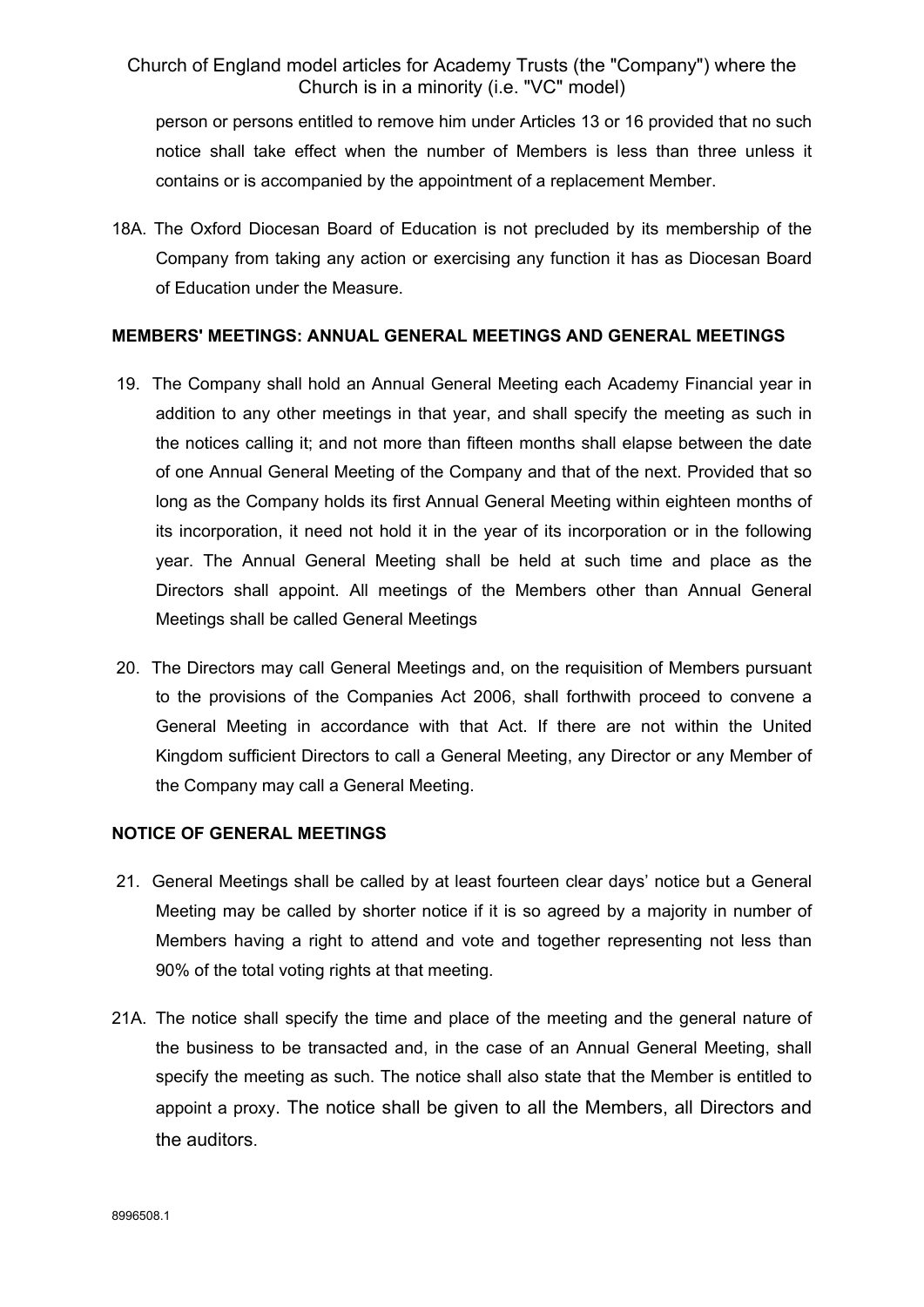person or persons entitled to remove him under Articles 13 or 16 provided that no such notice shall take effect when the number of Members is less than three unless it contains or is accompanied by the appointment of a replacement Member.

18A. The Oxford Diocesan Board of Education is not precluded by its membership of the Company from taking any action or exercising any function it has as Diocesan Board of Education under the Measure.

**MEMBERS' MEETINGS: ANNUAL GENERAL MEETINGS AND GENERAL MEETINGS**

19. The Company shall hold an Annual General Meeting each Academy Financial year in addition to any other meetings in that year, and shall specify the meeting as such in the notices calling it; and not more than fifteen months shall elapse between the date of one Annual General Meeting of the Company and that of the next. Provided that so long as the Company holds its first Annual General Meeting within eighteen months of its incorporation, it need not hold it in the year of its incorporation or in the following year. The Annual General Meeting shall be held at such time and place as the Directors shall appoint. All meetings of the Members other than Annual General Meetings shall be called General Meetings

20. The Directors may call General Meetings and, on the requisition of Members pursuant to the provisions of the Companies Act 2006, shall forthwith proceed to convene a General Meeting in accordance with that Act. If there are not within the United Kingdom sufficient Directors to call a General Meeting, any Director or any Member of the Company may call a General Meeting.

**NOTICE OF GENERAL MEETINGS**

21. General Meetings shall be called by at least fourteen clear days' notice but a General Meeting may be called by shorter notice if it is so agreed by a majority in number of Members having a right to attend and vote and together representing not less than 90% of the total voting rights at that meeting.

21A. The notice shall specify the time and place of the meeting and the general nature of the business to be transacted and, in the case of an Annual General Meeting, shall specify the meeting as such. The notice shall also state that the Member is entitled to appoint a proxy. The notice shall be given to all the Members, all Directors and the auditors.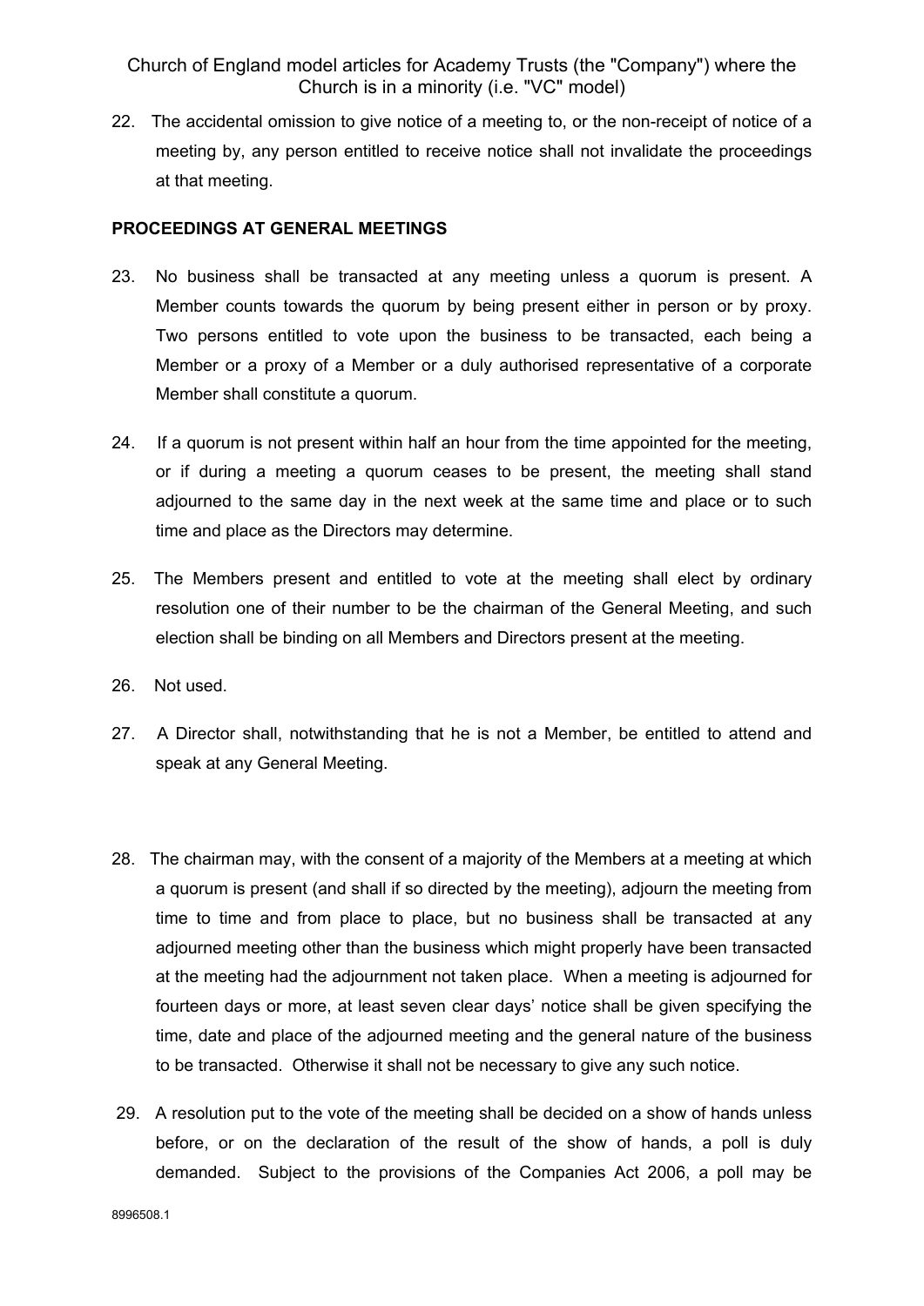22. The accidental omission to give notice of a meeting to, or the non-receipt of notice of a meeting by, any person entitled to receive notice shall not invalidate the proceedings at that meeting.

**PROCEEDINGS AT GENERAL MEETINGS**

23. No business shall be transacted at any meeting unless a quorum is present. A Member counts towards the quorum by being present either in person or by proxy. Two persons entitled to vote upon the business to be transacted, each being a Member or a proxy of a Member or a duly authorised representative of a corporate Member shall constitute a quorum.

24. If a quorum is not present within half an hour from the time appointed for the meeting, or if during a meeting a quorum ceases to be present, the meeting shall stand adjourned to the same day in the next week at the same time and place or to such time and place as the Directors may determine.

25. The Members present and entitled to vote at the meeting shall elect by ordinary resolution one of their number to be the chairman of the General Meeting, and such election shall be binding on all Members and Directors present at the meeting.

26. Not used.

27. A Director shall, notwithstanding that he is not a Member, be entitled to attend and speak at any General Meeting.

28. The chairman may, with the consent of a majority of the Members at a meeting at which a quorum is present (and shall if so directed by the meeting), adjourn the meeting from time to time and from place to place, but no business shall be transacted at any adjourned meeting other than the business which might properly have been transacted at the meeting had the adjournment not taken place. When a meeting is adjourned for fourteen days or more, at least seven clear days' notice shall be given specifying the time, date and place of the adjourned meeting and the general nature of the business to be transacted. Otherwise it shall not be necessary to give any such notice.

29. A resolution put to the vote of the meeting shall be decided on a show of hands unless before, or on the declaration of the result of the show of hands, a poll is duly demanded. Subject to the provisions of the Companies Act 2006, a poll may be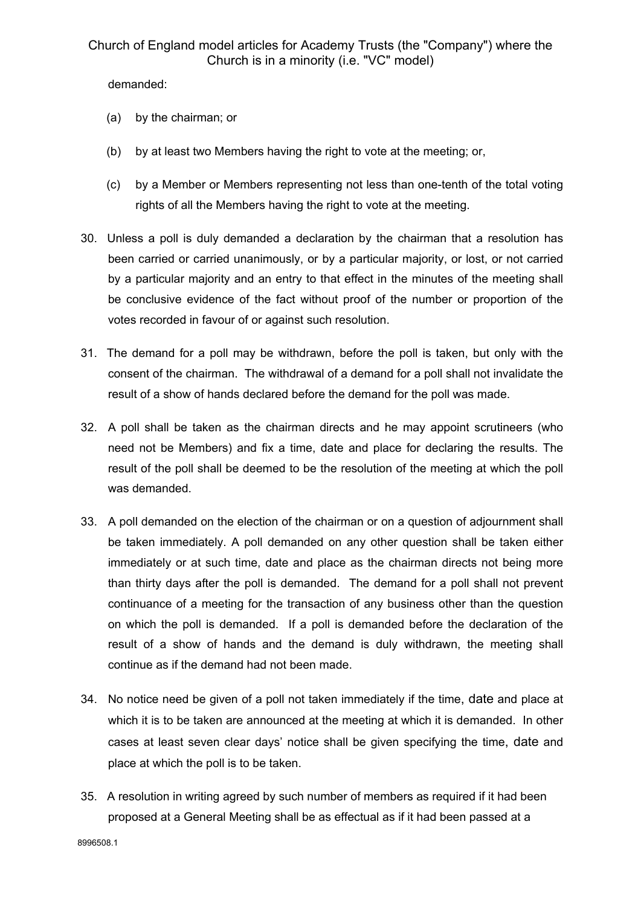demanded:

(a) by the chairman; or

(b) by at least two Members having the right to vote at the meeting; or,

(c) by a Member or Members representing not less than one-tenth of the total voting rights of all the Members having the right to vote at the meeting.

30. Unless a poll is duly demanded a declaration by the chairman that a resolution has been carried or carried unanimously, or by a particular majority, or lost, or not carried by a particular majority and an entry to that effect in the minutes of the meeting shall be conclusive evidence of the fact without proof of the number or proportion of the votes recorded in favour of or against such resolution.

31. The demand for a poll may be withdrawn, before the poll is taken, but only with the consent of the chairman. The withdrawal of a demand for a poll shall not invalidate the result of a show of hands declared before the demand for the poll was made.

32. A poll shall be taken as the chairman directs and he may appoint scrutineers (who need not be Members) and fix a time, date and place for declaring the results. The result of the poll shall be deemed to be the resolution of the meeting at which the poll was demanded.

33. A poll demanded on the election of the chairman or on a question of adjournment shall be taken immediately. A poll demanded on any other question shall be taken either immediately or at such time, date and place as the chairman directs not being more than thirty days after the poll is demanded. The demand for a poll shall not prevent continuance of a meeting for the transaction of any business other than the question on which the poll is demanded. If a poll is demanded before the declaration of the result of a show of hands and the demand is duly withdrawn, the meeting shall continue as if the demand had not been made.

34. No notice need be given of a poll not taken immediately if the time, date and place at which it is to be taken are announced at the meeting at which it is demanded. In other cases at least seven clear days' notice shall be given specifying the time, date and place at which the poll is to be taken.

35. A resolution in writing agreed by such number of members as required if it had been proposed at a General Meeting shall be as effectual as if it had been passed at a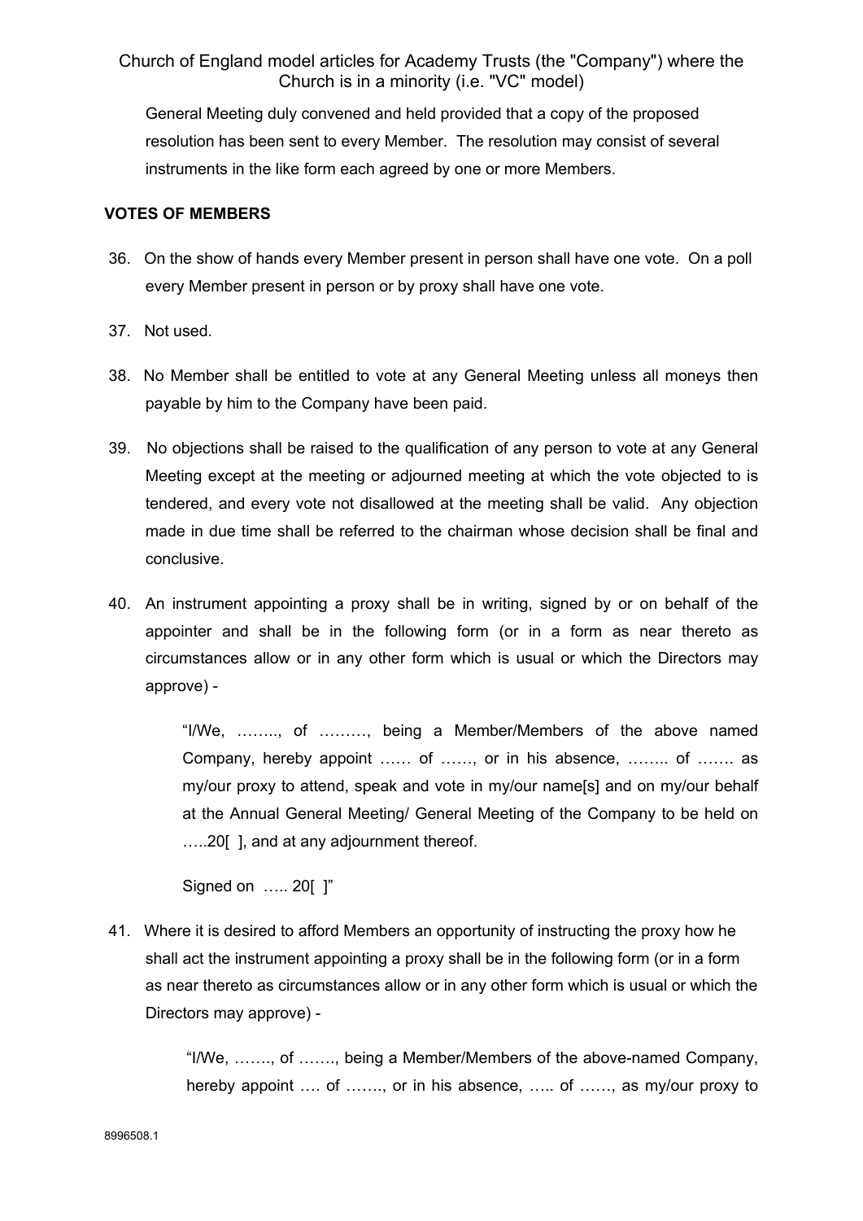General Meeting duly convened and held provided that a copy of the proposed resolution has been sent to every Member. The resolution may consist of several instruments in the like form each agreed by one or more Members.

**VOTES OF MEMBERS**

36. On the show of hands every Member present in person shall have one vote. On a poll every Member present in person or by proxy shall have one vote.

37. Not used.

38. No Member shall be entitled to vote at any General Meeting unless all moneys then payable by him to the Company have been paid.

39. No objections shall be raised to the qualification of any person to vote at any General Meeting except at the meeting or adjourned meeting at which the vote objected to is tendered, and every vote not disallowed at the meeting shall be valid. Any objection made in due time shall be referred to the chairman whose decision shall be final and conclusive.

40. An instrument appointing a proxy shall be in writing, signed by or on behalf of the appointer and shall be in the following form (or in a form as near thereto as circumstances allow or in any other form which is usual or which the Directors may approve) -

    "I/We, …….., of ………, being a Member/Members of the above named Company, hereby appoint …… of ……, or in his absence, …….. of ……. as my/our proxy to attend, speak and vote in my/our name[s] and on my/our behalf at the Annual General Meeting/ General Meeting of the Company to be held on …..20[ ], and at any adjournment thereof.

    Signed on ….. 20[ ]"

41. Where it is desired to afford Members an opportunity of instructing the proxy how he shall act the instrument appointing a proxy shall be in the following form (or in a form as near thereto as circumstances allow or in any other form which is usual or which the Directors may approve) -

    "I/We, ……., of ……., being a Member/Members of the above-named Company, hereby appoint …. of ……., or in his absence, ….. of ……, as my/our proxy to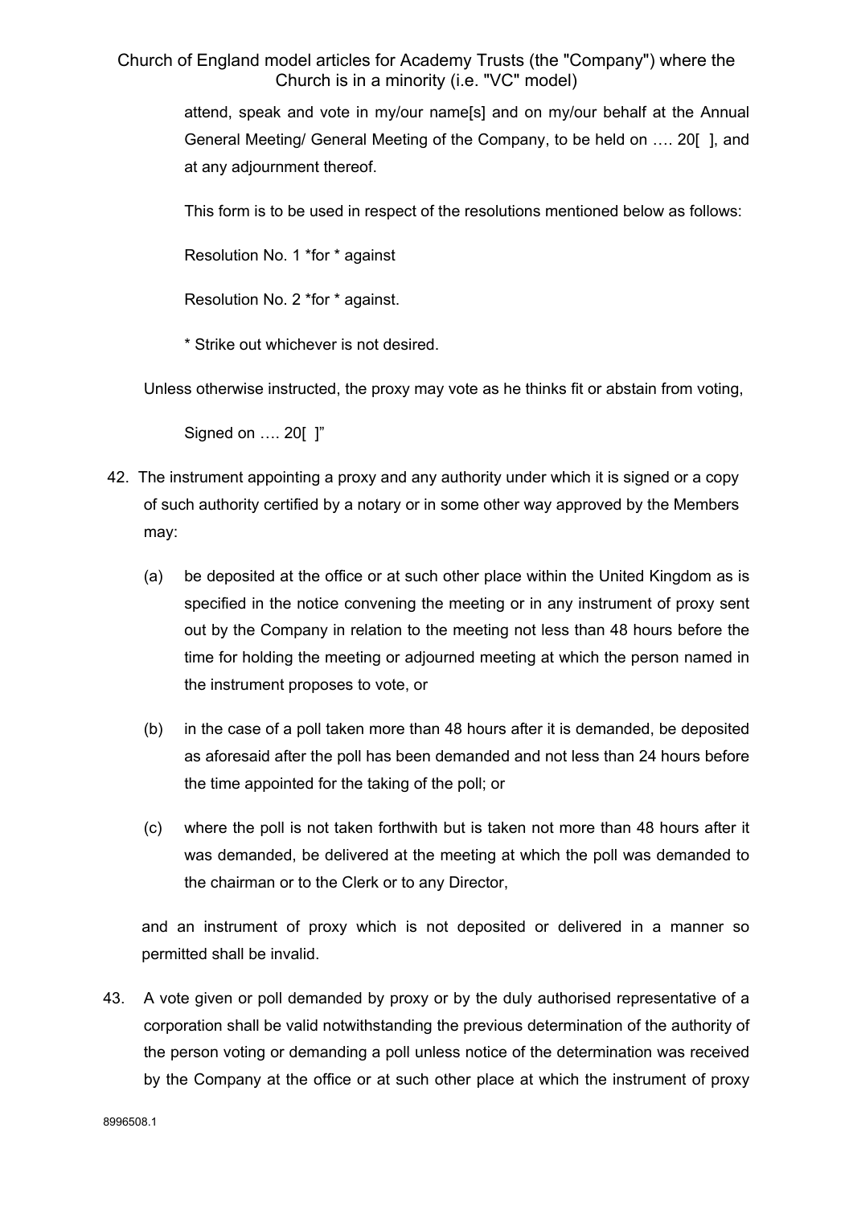attend, speak and vote in my/our name[s] and on my/our behalf at the Annual General Meeting/ General Meeting of the Company, to be held on …. 20[ ], and at any adjournment thereof.

This form is to be used in respect of the resolutions mentioned below as follows:

Resolution No. 1 *for * against

Resolution No. 2 *for * against.

* Strike out whichever is not desired.

Unless otherwise instructed, the proxy may vote as he thinks fit or abstain from voting,

Signed on …. 20[ ]"

42. The instrument appointing a proxy and any authority under which it is signed or a copy of such authority certified by a notary or in some other way approved by the Members may:

    (a) be deposited at the office or at such other place within the United Kingdom as is specified in the notice convening the meeting or in any instrument of proxy sent out by the Company in relation to the meeting not less than 48 hours before the time for holding the meeting or adjourned meeting at which the person named in the instrument proposes to vote, or

    (b) in the case of a poll taken more than 48 hours after it is demanded, be deposited as aforesaid after the poll has been demanded and not less than 24 hours before the time appointed for the taking of the poll; or

    (c) where the poll is not taken forthwith but is taken not more than 48 hours after it was demanded, be delivered at the meeting at which the poll was demanded to the chairman or to the Clerk or to any Director,

    and an instrument of proxy which is not deposited or delivered in a manner so permitted shall be invalid.

43. A vote given or poll demanded by proxy or by the duly authorised representative of a corporation shall be valid notwithstanding the previous determination of the authority of the person voting or demanding a poll unless notice of the determination was received by the Company at the office or at such other place at which the instrument of proxy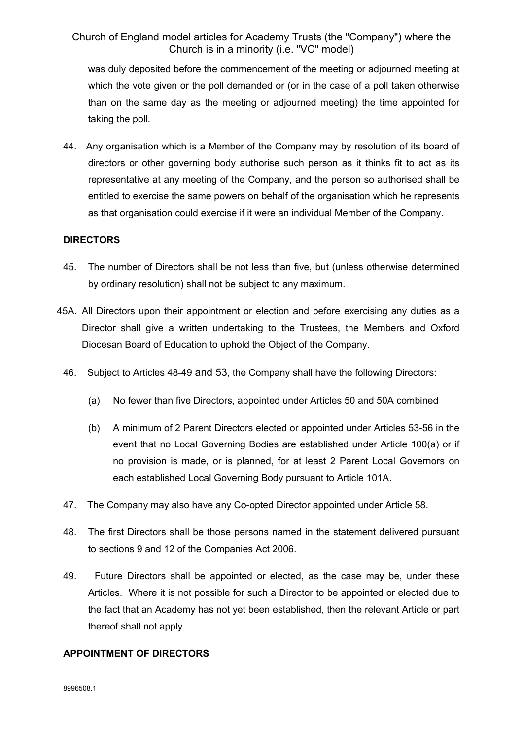was duly deposited before the commencement of the meeting or adjourned meeting at which the vote given or the poll demanded or (or in the case of a poll taken otherwise than on the same day as the meeting or adjourned meeting) the time appointed for taking the poll.

44. Any organisation which is a Member of the Company may by resolution of its board of directors or other governing body authorise such person as it thinks fit to act as its representative at any meeting of the Company, and the person so authorised shall be entitled to exercise the same powers on behalf of the organisation which he represents as that organisation could exercise if it were an individual Member of the Company.

**DIRECTORS**

45. The number of Directors shall be not less than five, but (unless otherwise determined by ordinary resolution) shall not be subject to any maximum.

45A. All Directors upon their appointment or election and before exercising any duties as a Director shall give a written undertaking to the Trustees, the Members and Oxford Diocesan Board of Education to uphold the Object of the Company.

46. Subject to Articles 48-49 and 53, the Company shall have the following Directors:

   (a) No fewer than five Directors, appointed under Articles 50 and 50A combined

   (b) A minimum of 2 Parent Directors elected or appointed under Articles 53-56 in the event that no Local Governing Bodies are established under Article 100(a) or if no provision is made, or is planned, for at least 2 Parent Local Governors on each established Local Governing Body pursuant to Article 101A.

47. The Company may also have any Co-opted Director appointed under Article 58.

48. The first Directors shall be those persons named in the statement delivered pursuant to sections 9 and 12 of the Companies Act 2006.

49. Future Directors shall be appointed or elected, as the case may be, under these Articles. Where it is not possible for such a Director to be appointed or elected due to the fact that an Academy has not yet been established, then the relevant Article or part thereof shall not apply.

**APPOINTMENT OF DIRECTORS**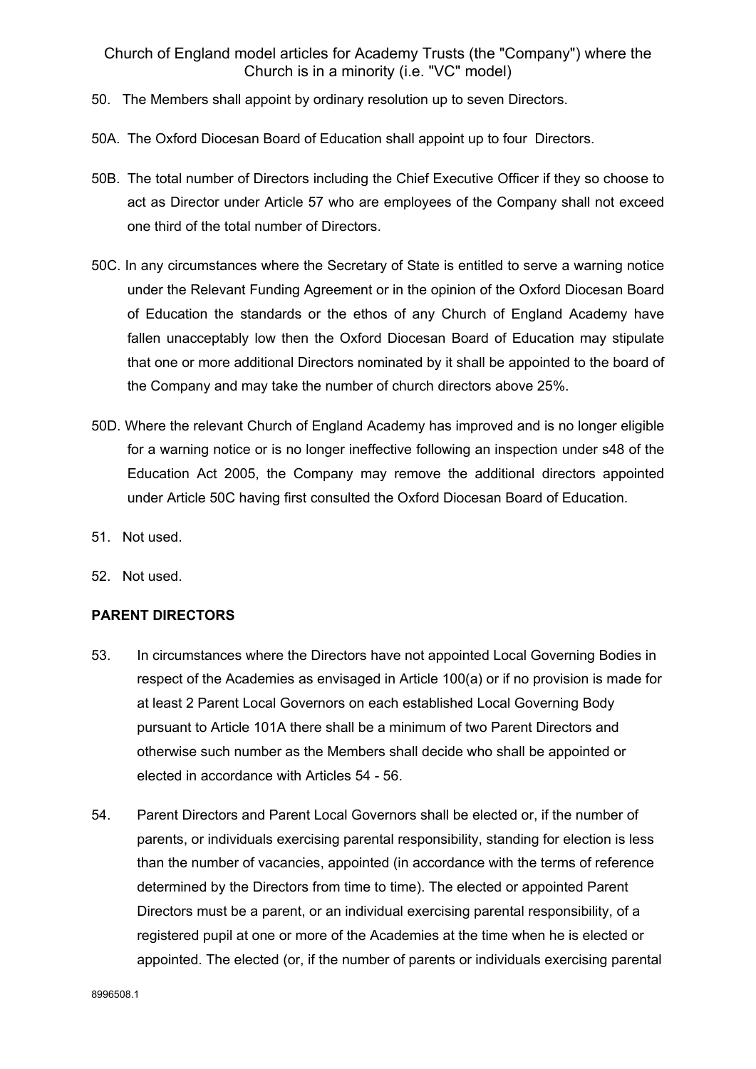50. The Members shall appoint by ordinary resolution up to seven Directors.

50A. The Oxford Diocesan Board of Education shall appoint up to four Directors.

50B. The total number of Directors including the Chief Executive Officer if they so choose to act as Director under Article 57 who are employees of the Company shall not exceed one third of the total number of Directors.

50C. In any circumstances where the Secretary of State is entitled to serve a warning notice under the Relevant Funding Agreement or in the opinion of the Oxford Diocesan Board of Education the standards or the ethos of any Church of England Academy have fallen unacceptably low then the Oxford Diocesan Board of Education may stipulate that one or more additional Directors nominated by it shall be appointed to the board of the Company and may take the number of church directors above 25%.

50D. Where the relevant Church of England Academy has improved and is no longer eligible for a warning notice or is no longer ineffective following an inspection under s48 of the Education Act 2005, the Company may remove the additional directors appointed under Article 50C having first consulted the Oxford Diocesan Board of Education.

51. Not used.

52. Not used.

**PARENT DIRECTORS**

53. In circumstances where the Directors have not appointed Local Governing Bodies in respect of the Academies as envisaged in Article 100(a) or if no provision is made for at least 2 Parent Local Governors on each established Local Governing Body pursuant to Article 101A there shall be a minimum of two Parent Directors and otherwise such number as the Members shall decide who shall be appointed or elected in accordance with Articles 54 - 56.

54. Parent Directors and Parent Local Governors shall be elected or, if the number of parents, or individuals exercising parental responsibility, standing for election is less than the number of vacancies, appointed (in accordance with the terms of reference determined by the Directors from time to time). The elected or appointed Parent Directors must be a parent, or an individual exercising parental responsibility, of a registered pupil at one or more of the Academies at the time when he is elected or appointed. The elected (or, if the number of parents or individuals exercising parental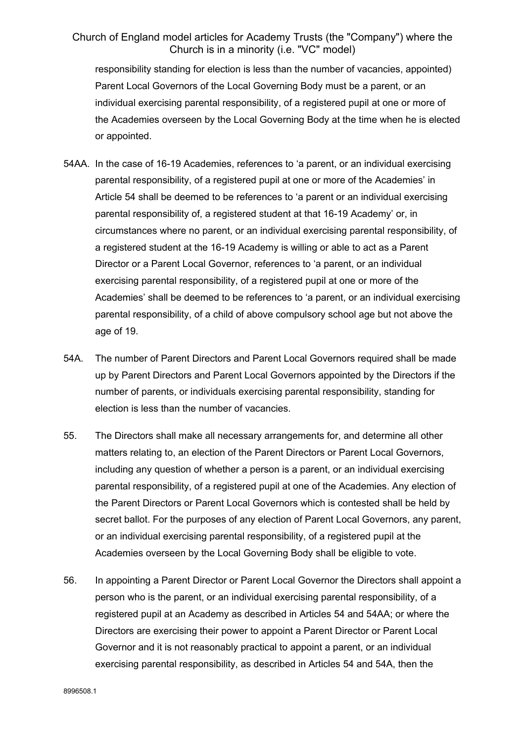responsibility standing for election is less than the number of vacancies, appointed) Parent Local Governors of the Local Governing Body must be a parent, or an individual exercising parental responsibility, of a registered pupil at one or more of the Academies overseen by the Local Governing Body at the time when he is elected or appointed.

54AA. In the case of 16-19 Academies, references to 'a parent, or an individual exercising parental responsibility, of a registered pupil at one or more of the Academies' in Article 54 shall be deemed to be references to 'a parent or an individual exercising parental responsibility of, a registered student at that 16-19 Academy' or, in circumstances where no parent, or an individual exercising parental responsibility, of a registered student at the 16-19 Academy is willing or able to act as a Parent Director or a Parent Local Governor, references to 'a parent, or an individual exercising parental responsibility, of a registered pupil at one or more of the Academies' shall be deemed to be references to 'a parent, or an individual exercising parental responsibility, of a child of above compulsory school age but not above the age of 19.

54A. The number of Parent Directors and Parent Local Governors required shall be made up by Parent Directors and Parent Local Governors appointed by the Directors if the number of parents, or individuals exercising parental responsibility, standing for election is less than the number of vacancies.

55. The Directors shall make all necessary arrangements for, and determine all other matters relating to, an election of the Parent Directors or Parent Local Governors, including any question of whether a person is a parent, or an individual exercising parental responsibility, of a registered pupil at one of the Academies. Any election of the Parent Directors or Parent Local Governors which is contested shall be held by secret ballot. For the purposes of any election of Parent Local Governors, any parent, or an individual exercising parental responsibility, of a registered pupil at the Academies overseen by the Local Governing Body shall be eligible to vote.

56. In appointing a Parent Director or Parent Local Governor the Directors shall appoint a person who is the parent, or an individual exercising parental responsibility, of a registered pupil at an Academy as described in Articles 54 and 54AA; or where the Directors are exercising their power to appoint a Parent Director or Parent Local Governor and it is not reasonably practical to appoint a parent, or an individual exercising parental responsibility, as described in Articles 54 and 54A, then the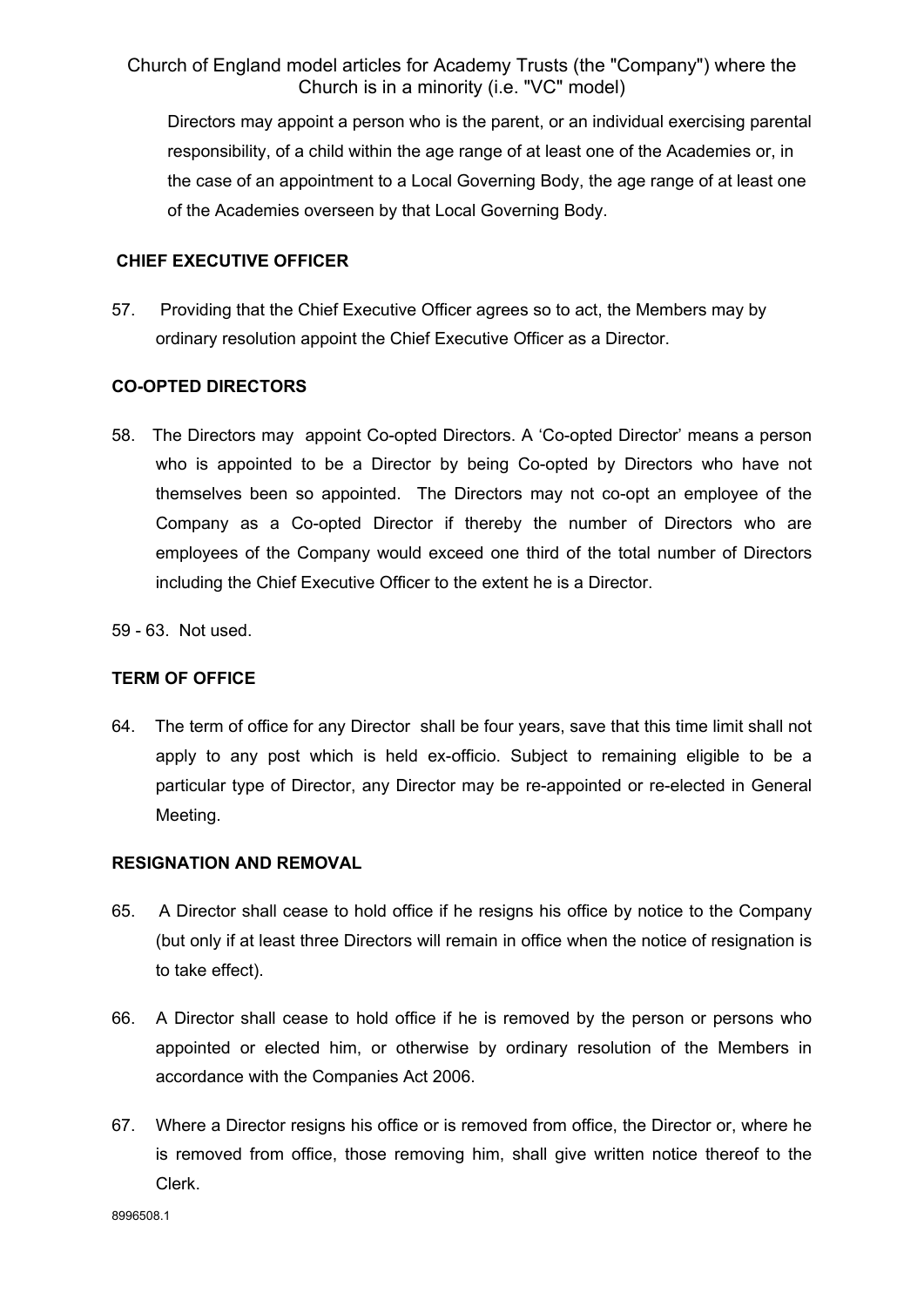Directors may appoint a person who is the parent, or an individual exercising parental responsibility, of a child within the age range of at least one of the Academies or, in the case of an appointment to a Local Governing Body, the age range of at least one of the Academies overseen by that Local Governing Body.

**CHIEF EXECUTIVE OFFICER**

57. Providing that the Chief Executive Officer agrees so to act, the Members may by ordinary resolution appoint the Chief Executive Officer as a Director.

**CO-OPTED DIRECTORS**

58. The Directors may appoint Co-opted Directors. A 'Co-opted Director' means a person who is appointed to be a Director by being Co-opted by Directors who have not themselves been so appointed. The Directors may not co-opt an employee of the Company as a Co-opted Director if thereby the number of Directors who are employees of the Company would exceed one third of the total number of Directors including the Chief Executive Officer to the extent he is a Director.

59 - 63. Not used.

**TERM OF OFFICE**

64. The term of office for any Director shall be four years, save that this time limit shall not apply to any post which is held ex-officio. Subject to remaining eligible to be a particular type of Director, any Director may be re-appointed or re-elected in General Meeting.

**RESIGNATION AND REMOVAL**

65. A Director shall cease to hold office if he resigns his office by notice to the Company (but only if at least three Directors will remain in office when the notice of resignation is to take effect).

66. A Director shall cease to hold office if he is removed by the person or persons who appointed or elected him, or otherwise by ordinary resolution of the Members in accordance with the Companies Act 2006.

67. Where a Director resigns his office or is removed from office, the Director or, where he is removed from office, those removing him, shall give written notice thereof to the Clerk.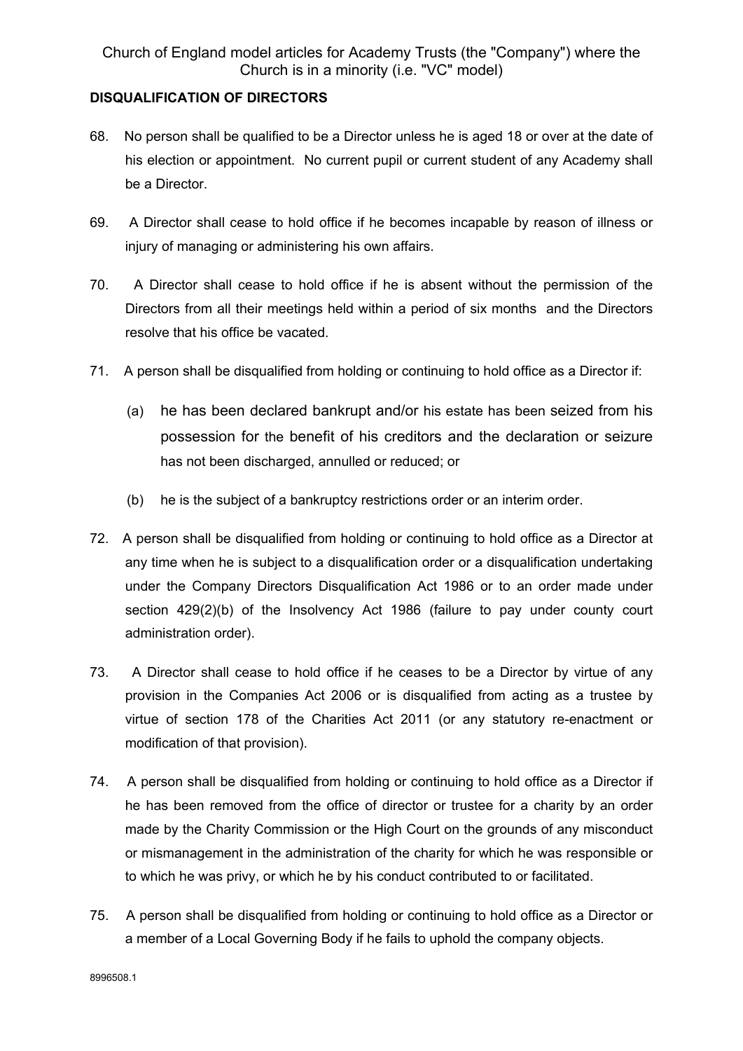## DISQUALIFICATION OF DIRECTORS

68. No person shall be qualified to be a Director unless he is aged 18 or over at the date of his election or appointment. No current pupil or current student of any Academy shall be a Director.

69. A Director shall cease to hold office if he becomes incapable by reason of illness or injury of managing or administering his own affairs.

70. A Director shall cease to hold office if he is absent without the permission of the Directors from all their meetings held within a period of six months and the Directors resolve that his office be vacated.

71. A person shall be disqualified from holding or continuing to hold office as a Director if:

    (a) he has been declared bankrupt and/or his estate has been seized from his possession for the benefit of his creditors and the declaration or seizure has not been discharged, annulled or reduced; or

    (b) he is the subject of a bankruptcy restrictions order or an interim order.

72. A person shall be disqualified from holding or continuing to hold office as a Director at any time when he is subject to a disqualification order or a disqualification undertaking under the Company Directors Disqualification Act 1986 or to an order made under section 429(2)(b) of the Insolvency Act 1986 (failure to pay under county court administration order).

73. A Director shall cease to hold office if he ceases to be a Director by virtue of any provision in the Companies Act 2006 or is disqualified from acting as a trustee by virtue of section 178 of the Charities Act 2011 (or any statutory re-enactment or modification of that provision).

74. A person shall be disqualified from holding or continuing to hold office as a Director if he has been removed from the office of director or trustee for a charity by an order made by the Charity Commission or the High Court on the grounds of any misconduct or mismanagement in the administration of the charity for which he was responsible or to which he was privy, or which he by his conduct contributed to or facilitated.

75. A person shall be disqualified from holding or continuing to hold office as a Director or a member of a Local Governing Body if he fails to uphold the company objects.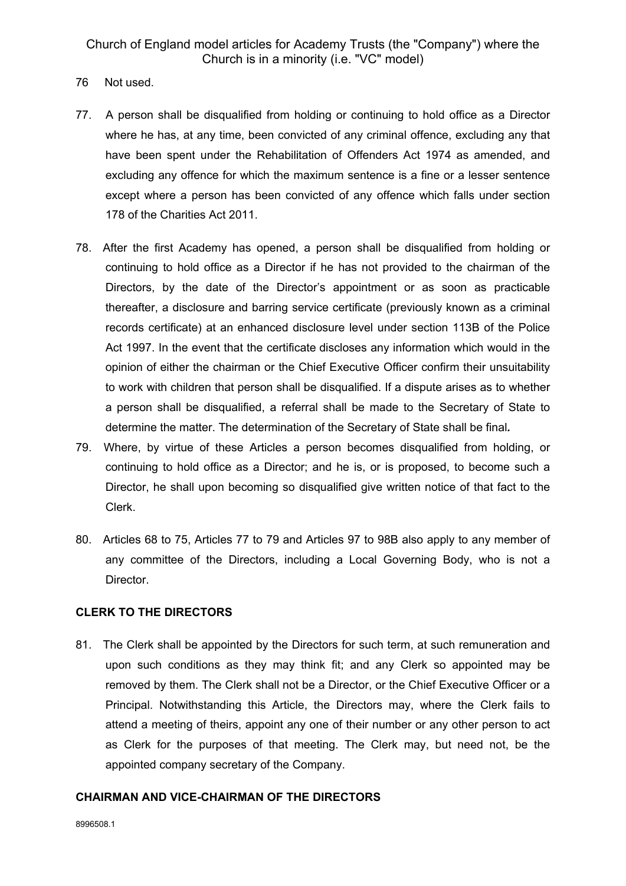76 Not used.

77. A person shall be disqualified from holding or continuing to hold office as a Director where he has, at any time, been convicted of any criminal offence, excluding any that have been spent under the Rehabilitation of Offenders Act 1974 as amended, and excluding any offence for which the maximum sentence is a fine or a lesser sentence except where a person has been convicted of any offence which falls under section 178 of the Charities Act 2011.

78. After the first Academy has opened, a person shall be disqualified from holding or continuing to hold office as a Director if he has not provided to the chairman of the Directors, by the date of the Director's appointment or as soon as practicable thereafter, a disclosure and barring service certificate (previously known as a criminal records certificate) at an enhanced disclosure level under section 113B of the Police Act 1997. In the event that the certificate discloses any information which would in the opinion of either the chairman or the Chief Executive Officer confirm their unsuitability to work with children that person shall be disqualified. If a dispute arises as to whether a person shall be disqualified, a referral shall be made to the Secretary of State to determine the matter. The determination of the Secretary of State shall be final**.**

79. Where, by virtue of these Articles a person becomes disqualified from holding, or continuing to hold office as a Director; and he is, or is proposed, to become such a Director, he shall upon becoming so disqualified give written notice of that fact to the Clerk.

80. Articles 68 to 75, Articles 77 to 79 and Articles 97 to 98B also apply to any member of any committee of the Directors, including a Local Governing Body, who is not a Director.

**CLERK TO THE DIRECTORS**

81. The Clerk shall be appointed by the Directors for such term, at such remuneration and upon such conditions as they may think fit; and any Clerk so appointed may be removed by them. The Clerk shall not be a Director, or the Chief Executive Officer or a Principal. Notwithstanding this Article, the Directors may, where the Clerk fails to attend a meeting of theirs, appoint any one of their number or any other person to act as Clerk for the purposes of that meeting. The Clerk may, but need not, be the appointed company secretary of the Company.

**CHAIRMAN AND VICE-CHAIRMAN OF THE DIRECTORS**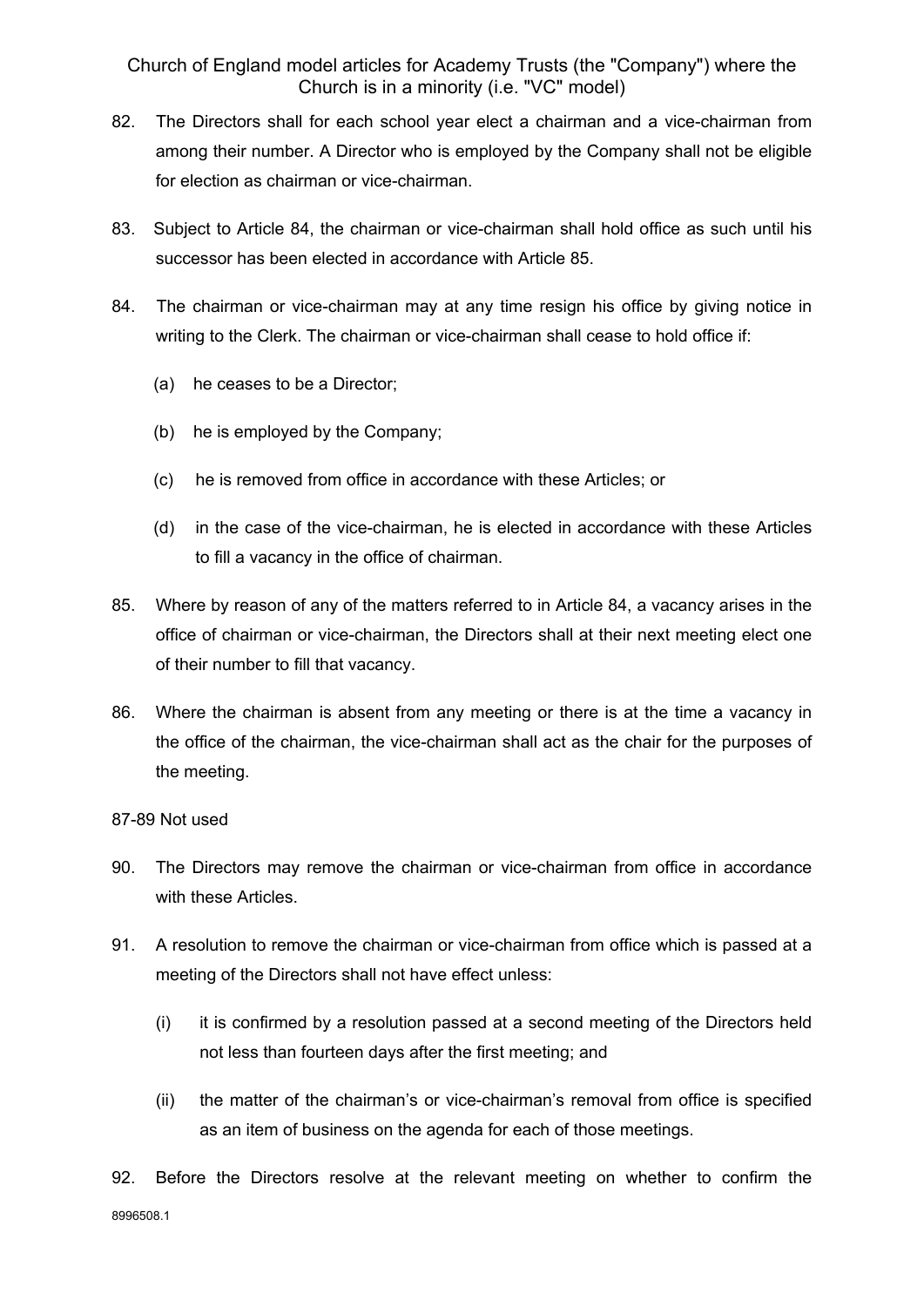82. The Directors shall for each school year elect a chairman and a vice-chairman from among their number. A Director who is employed by the Company shall not be eligible for election as chairman or vice-chairman.

83. Subject to Article 84, the chairman or vice-chairman shall hold office as such until his successor has been elected in accordance with Article 85.

84. The chairman or vice-chairman may at any time resign his office by giving notice in writing to the Clerk. The chairman or vice-chairman shall cease to hold office if:

   (a) he ceases to be a Director;

   (b) he is employed by the Company;

   (c) he is removed from office in accordance with these Articles; or

   (d) in the case of the vice-chairman, he is elected in accordance with these Articles to fill a vacancy in the office of chairman.

85. Where by reason of any of the matters referred to in Article 84, a vacancy arises in the office of chairman or vice-chairman, the Directors shall at their next meeting elect one of their number to fill that vacancy.

86. Where the chairman is absent from any meeting or there is at the time a vacancy in the office of the chairman, the vice-chairman shall act as the chair for the purposes of the meeting.

87-89 Not used

90. The Directors may remove the chairman or vice-chairman from office in accordance with these Articles.

91. A resolution to remove the chairman or vice-chairman from office which is passed at a meeting of the Directors shall not have effect unless:

   (i) it is confirmed by a resolution passed at a second meeting of the Directors held not less than fourteen days after the first meeting; and

   (ii) the matter of the chairman's or vice-chairman's removal from office is specified as an item of business on the agenda for each of those meetings.

92. Before the Directors resolve at the relevant meeting on whether to confirm the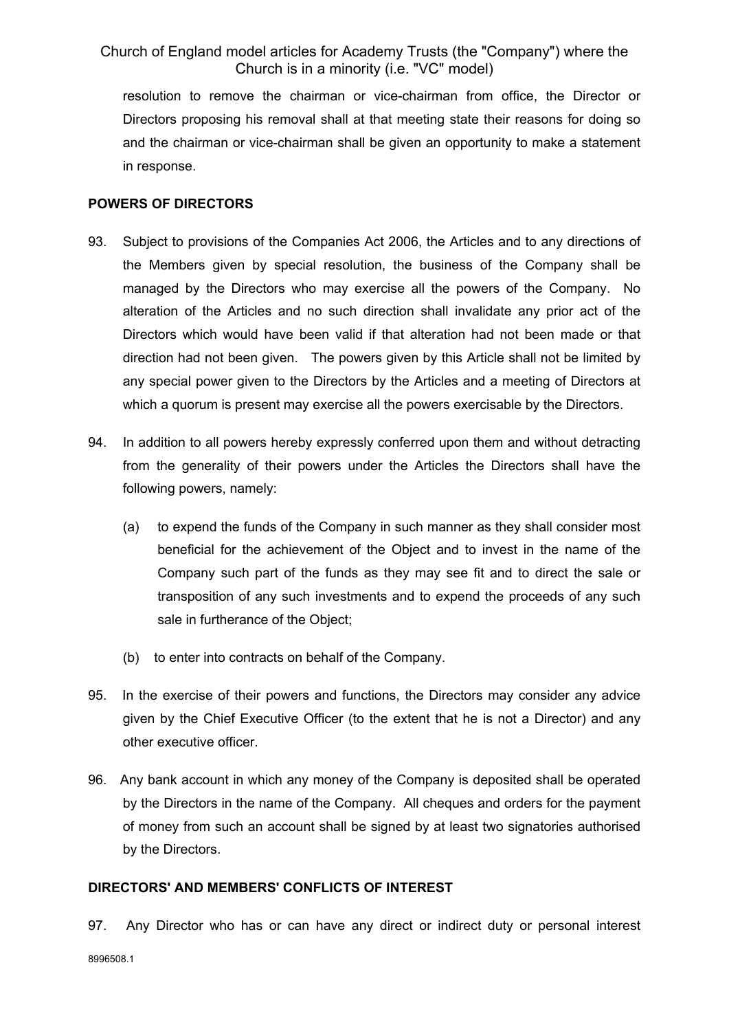resolution to remove the chairman or vice-chairman from office, the Director or Directors proposing his removal shall at that meeting state their reasons for doing so and the chairman or vice-chairman shall be given an opportunity to make a statement in response.

**POWERS OF DIRECTORS**

93. Subject to provisions of the Companies Act 2006, the Articles and to any directions of the Members given by special resolution, the business of the Company shall be managed by the Directors who may exercise all the powers of the Company. No alteration of the Articles and no such direction shall invalidate any prior act of the Directors which would have been valid if that alteration had not been made or that direction had not been given. The powers given by this Article shall not be limited by any special power given to the Directors by the Articles and a meeting of Directors at which a quorum is present may exercise all the powers exercisable by the Directors.

94. In addition to all powers hereby expressly conferred upon them and without detracting from the generality of their powers under the Articles the Directors shall have the following powers, namely:

    (a) to expend the funds of the Company in such manner as they shall consider most beneficial for the achievement of the Object and to invest in the name of the Company such part of the funds as they may see fit and to direct the sale or transposition of any such investments and to expend the proceeds of any such sale in furtherance of the Object;

    (b) to enter into contracts on behalf of the Company.

95. In the exercise of their powers and functions, the Directors may consider any advice given by the Chief Executive Officer (to the extent that he is not a Director) and any other executive officer.

96. Any bank account in which any money of the Company is deposited shall be operated by the Directors in the name of the Company. All cheques and orders for the payment of money from such an account shall be signed by at least two signatories authorised by the Directors.

**DIRECTORS' AND MEMBERS' CONFLICTS OF INTEREST**

97. Any Director who has or can have any direct or indirect duty or personal interest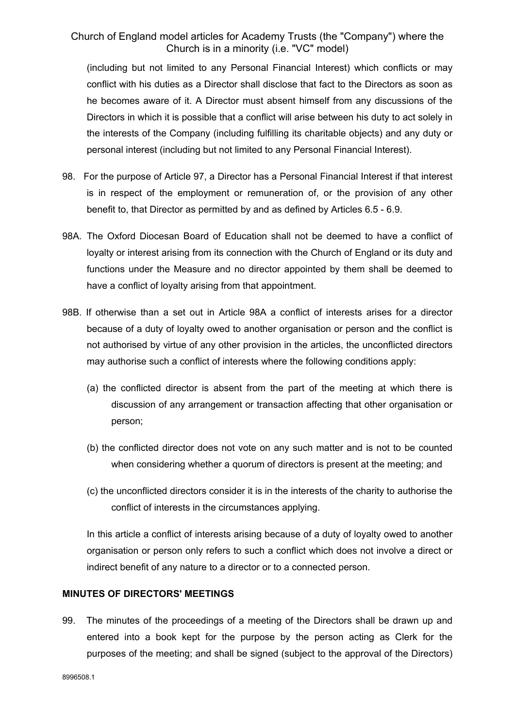(including but not limited to any Personal Financial Interest) which conflicts or may conflict with his duties as a Director shall disclose that fact to the Directors as soon as he becomes aware of it. A Director must absent himself from any discussions of the Directors in which it is possible that a conflict will arise between his duty to act solely in the interests of the Company (including fulfilling its charitable objects) and any duty or personal interest (including but not limited to any Personal Financial Interest).

98. For the purpose of Article 97, a Director has a Personal Financial Interest if that interest is in respect of the employment or remuneration of, or the provision of any other benefit to, that Director as permitted by and as defined by Articles 6.5 - 6.9.

98A. The Oxford Diocesan Board of Education shall not be deemed to have a conflict of loyalty or interest arising from its connection with the Church of England or its duty and functions under the Measure and no director appointed by them shall be deemed to have a conflict of loyalty arising from that appointment.

98B. If otherwise than a set out in Article 98A a conflict of interests arises for a director because of a duty of loyalty owed to another organisation or person and the conflict is not authorised by virtue of any other provision in the articles, the unconflicted directors may authorise such a conflict of interests where the following conditions apply:

(a) the conflicted director is absent from the part of the meeting at which there is discussion of any arrangement or transaction affecting that other organisation or person;

(b) the conflicted director does not vote on any such matter and is not to be counted when considering whether a quorum of directors is present at the meeting; and

(c) the unconflicted directors consider it is in the interests of the charity to authorise the conflict of interests in the circumstances applying.

In this article a conflict of interests arising because of a duty of loyalty owed to another organisation or person only refers to such a conflict which does not involve a direct or indirect benefit of any nature to a director or to a connected person.

**MINUTES OF DIRECTORS' MEETINGS**

99. The minutes of the proceedings of a meeting of the Directors shall be drawn up and entered into a book kept for the purpose by the person acting as Clerk for the purposes of the meeting; and shall be signed (subject to the approval of the Directors)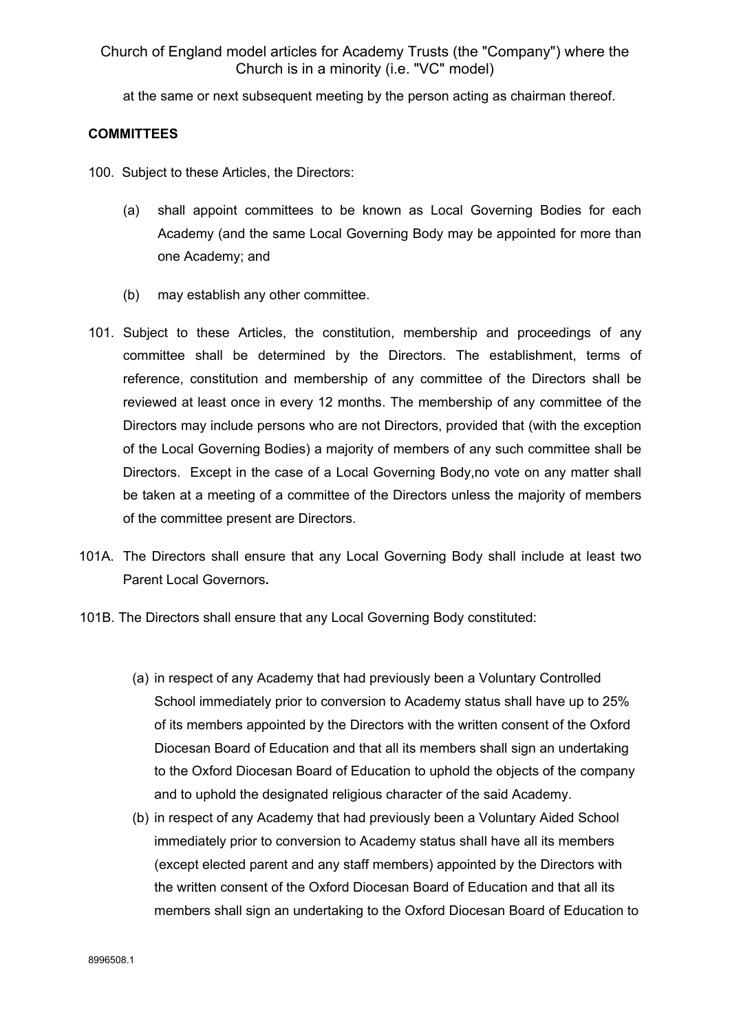at the same or next subsequent meeting by the person acting as chairman thereof.

**COMMITTEES**

100. Subject to these Articles, the Directors:

   (a) shall appoint committees to be known as Local Governing Bodies for each Academy (and the same Local Governing Body may be appointed for more than one Academy; and

   (b) may establish any other committee.

101. Subject to these Articles, the constitution, membership and proceedings of any committee shall be determined by the Directors. The establishment, terms of reference, constitution and membership of any committee of the Directors shall be reviewed at least once in every 12 months. The membership of any committee of the Directors may include persons who are not Directors, provided that (with the exception of the Local Governing Bodies) a majority of members of any such committee shall be Directors. Except in the case of a Local Governing Body,no vote on any matter shall be taken at a meeting of a committee of the Directors unless the majority of members of the committee present are Directors.

101A. The Directors shall ensure that any Local Governing Body shall include at least two Parent Local Governors**.**

101B. The Directors shall ensure that any Local Governing Body constituted:

   (a) in respect of any Academy that had previously been a Voluntary Controlled School immediately prior to conversion to Academy status shall have up to 25% of its members appointed by the Directors with the written consent of the Oxford Diocesan Board of Education and that all its members shall sign an undertaking to the Oxford Diocesan Board of Education to uphold the objects of the company and to uphold the designated religious character of the said Academy.

   (b) in respect of any Academy that had previously been a Voluntary Aided School immediately prior to conversion to Academy status shall have all its members (except elected parent and any staff members) appointed by the Directors with the written consent of the Oxford Diocesan Board of Education and that all its members shall sign an undertaking to the Oxford Diocesan Board of Education to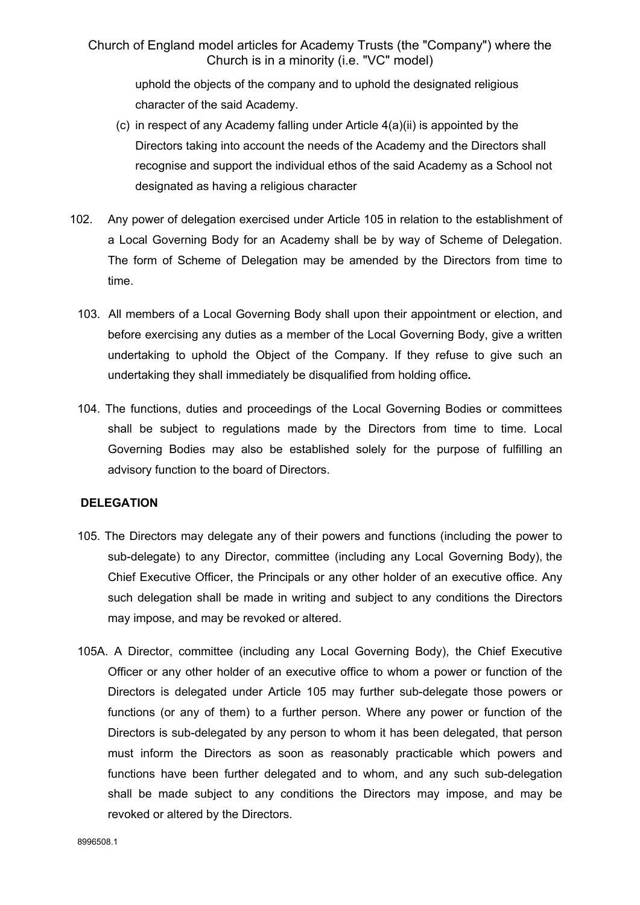uphold the objects of the company and to uphold the designated religious character of the said Academy.

(c) in respect of any Academy falling under Article 4(a)(ii) is appointed by the Directors taking into account the needs of the Academy and the Directors shall recognise and support the individual ethos of the said Academy as a School not designated as having a religious character

102. Any power of delegation exercised under Article 105 in relation to the establishment of a Local Governing Body for an Academy shall be by way of Scheme of Delegation. The form of Scheme of Delegation may be amended by the Directors from time to time.

103. All members of a Local Governing Body shall upon their appointment or election, and before exercising any duties as a member of the Local Governing Body, give a written undertaking to uphold the Object of the Company. If they refuse to give such an undertaking they shall immediately be disqualified from holding office*.*

104. The functions, duties and proceedings of the Local Governing Bodies or committees shall be subject to regulations made by the Directors from time to time. Local Governing Bodies may also be established solely for the purpose of fulfilling an advisory function to the board of Directors.

**DELEGATION**

105. The Directors may delegate any of their powers and functions (including the power to sub-delegate) to any Director, committee (including any Local Governing Body), the Chief Executive Officer, the Principals or any other holder of an executive office. Any such delegation shall be made in writing and subject to any conditions the Directors may impose, and may be revoked or altered.

105A. A Director, committee (including any Local Governing Body), the Chief Executive Officer or any other holder of an executive office to whom a power or function of the Directors is delegated under Article 105 may further sub-delegate those powers or functions (or any of them) to a further person. Where any power or function of the Directors is sub-delegated by any person to whom it has been delegated, that person must inform the Directors as soon as reasonably practicable which powers and functions have been further delegated and to whom, and any such sub-delegation shall be made subject to any conditions the Directors may impose, and may be revoked or altered by the Directors.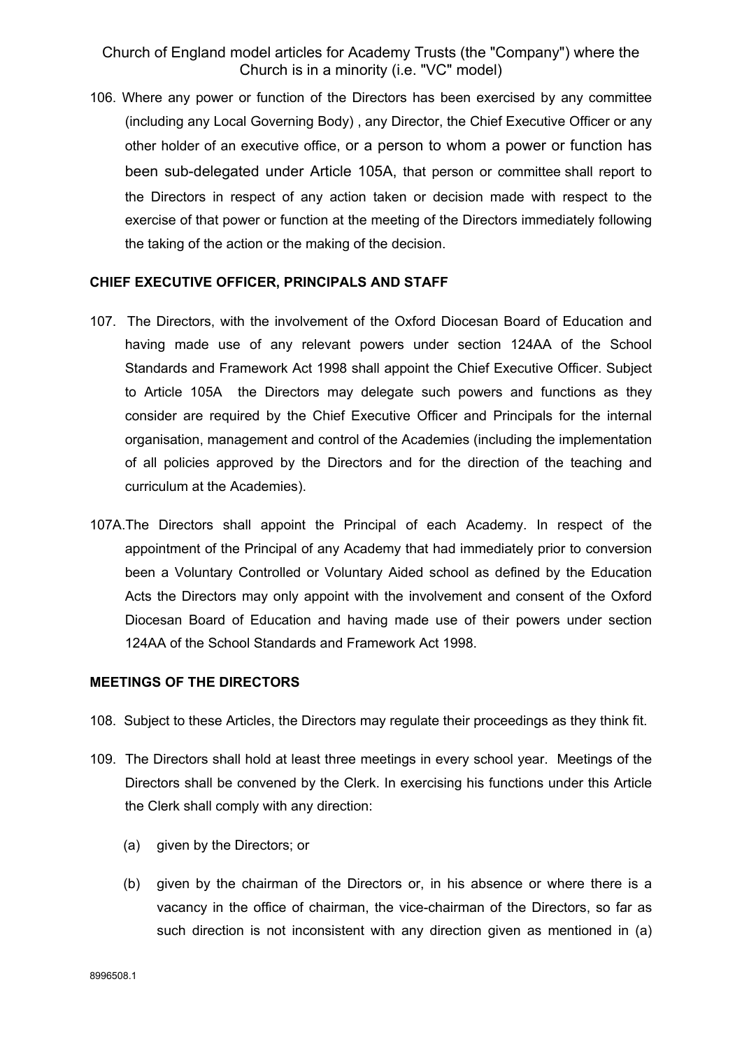106. Where any power or function of the Directors has been exercised by any committee (including any Local Governing Body) , any Director, the Chief Executive Officer or any other holder of an executive office, or a person to whom a power or function has been sub-delegated under Article 105A, that person or committee shall report to the Directors in respect of any action taken or decision made with respect to the exercise of that power or function at the meeting of the Directors immediately following the taking of the action or the making of the decision.

**CHIEF EXECUTIVE OFFICER, PRINCIPALS AND STAFF**

107. The Directors, with the involvement of the Oxford Diocesan Board of Education and having made use of any relevant powers under section 124AA of the School Standards and Framework Act 1998 shall appoint the Chief Executive Officer. Subject to Article 105A the Directors may delegate such powers and functions as they consider are required by the Chief Executive Officer and Principals for the internal organisation, management and control of the Academies (including the implementation of all policies approved by the Directors and for the direction of the teaching and curriculum at the Academies).

107A. The Directors shall appoint the Principal of each Academy. In respect of the appointment of the Principal of any Academy that had immediately prior to conversion been a Voluntary Controlled or Voluntary Aided school as defined by the Education Acts the Directors may only appoint with the involvement and consent of the Oxford Diocesan Board of Education and having made use of their powers under section 124AA of the School Standards and Framework Act 1998.

**MEETINGS OF THE DIRECTORS**

108. Subject to these Articles, the Directors may regulate their proceedings as they think fit.

109. The Directors shall hold at least three meetings in every school year. Meetings of the Directors shall be convened by the Clerk. In exercising his functions under this Article the Clerk shall comply with any direction:

  (a) given by the Directors; or

  (b) given by the chairman of the Directors or, in his absence or where there is a vacancy in the office of chairman, the vice-chairman of the Directors, so far as such direction is not inconsistent with any direction given as mentioned in (a)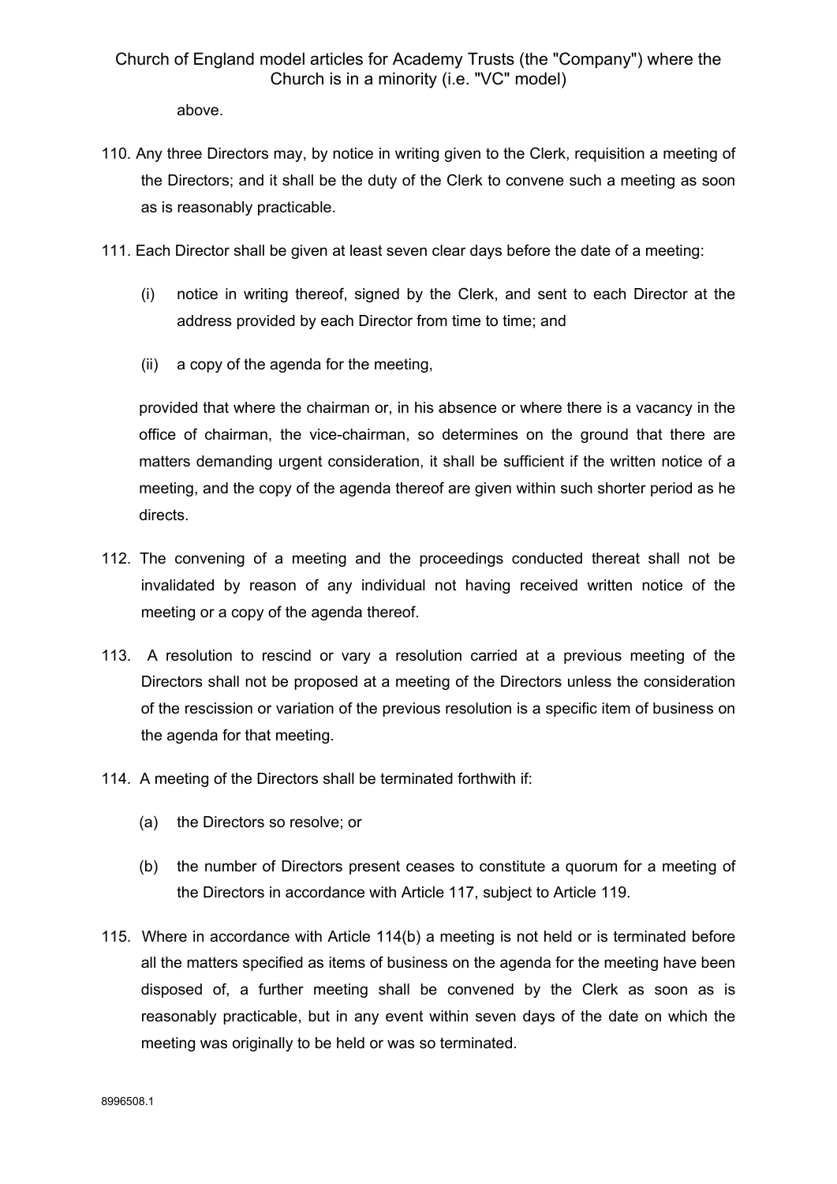above.

110. Any three Directors may, by notice in writing given to the Clerk, requisition a meeting of the Directors; and it shall be the duty of the Clerk to convene such a meeting as soon as is reasonably practicable.

111. Each Director shall be given at least seven clear days before the date of a meeting:

   (i) notice in writing thereof, signed by the Clerk, and sent to each Director at the address provided by each Director from time to time; and

   (ii) a copy of the agenda for the meeting,

   provided that where the chairman or, in his absence or where there is a vacancy in the office of chairman, the vice-chairman, so determines on the ground that there are matters demanding urgent consideration, it shall be sufficient if the written notice of a meeting, and the copy of the agenda thereof are given within such shorter period as he directs.

112. The convening of a meeting and the proceedings conducted thereat shall not be invalidated by reason of any individual not having received written notice of the meeting or a copy of the agenda thereof.

113. A resolution to rescind or vary a resolution carried at a previous meeting of the Directors shall not be proposed at a meeting of the Directors unless the consideration of the rescission or variation of the previous resolution is a specific item of business on the agenda for that meeting.

114. A meeting of the Directors shall be terminated forthwith if:

   (a) the Directors so resolve; or

   (b) the number of Directors present ceases to constitute a quorum for a meeting of the Directors in accordance with Article 117, subject to Article 119.

115. Where in accordance with Article 114(b) a meeting is not held or is terminated before all the matters specified as items of business on the agenda for the meeting have been disposed of, a further meeting shall be convened by the Clerk as soon as is reasonably practicable, but in any event within seven days of the date on which the meeting was originally to be held or was so terminated.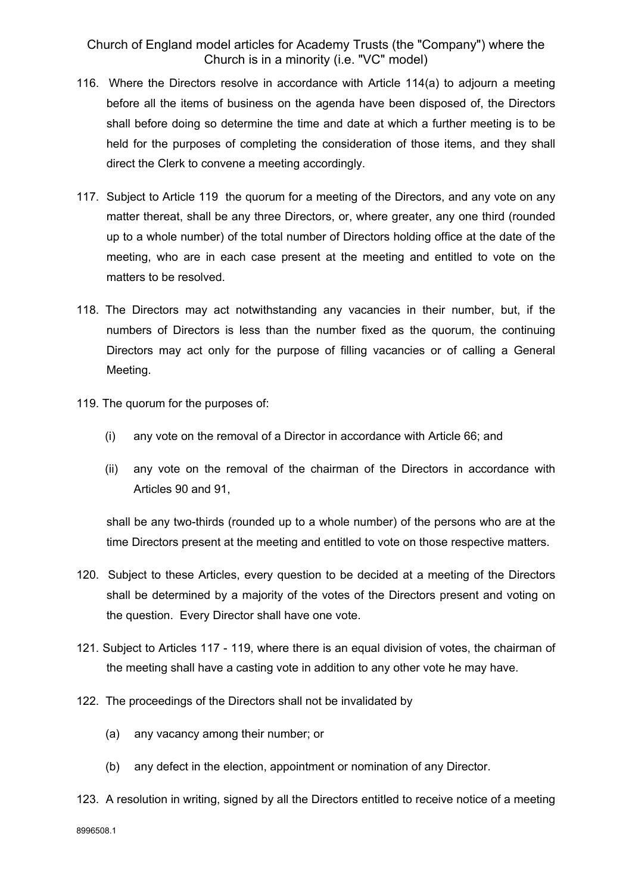116. Where the Directors resolve in accordance with Article 114(a) to adjourn a meeting before all the items of business on the agenda have been disposed of, the Directors shall before doing so determine the time and date at which a further meeting is to be held for the purposes of completing the consideration of those items, and they shall direct the Clerk to convene a meeting accordingly.

117. Subject to Article 119 the quorum for a meeting of the Directors, and any vote on any matter thereat, shall be any three Directors, or, where greater, any one third (rounded up to a whole number) of the total number of Directors holding office at the date of the meeting, who are in each case present at the meeting and entitled to vote on the matters to be resolved.

118. The Directors may act notwithstanding any vacancies in their number, but, if the numbers of Directors is less than the number fixed as the quorum, the continuing Directors may act only for the purpose of filling vacancies or of calling a General Meeting.

119. The quorum for the purposes of:

   (i) any vote on the removal of a Director in accordance with Article 66; and

   (ii) any vote on the removal of the chairman of the Directors in accordance with Articles 90 and 91,

   shall be any two-thirds (rounded up to a whole number) of the persons who are at the time Directors present at the meeting and entitled to vote on those respective matters.

120. Subject to these Articles, every question to be decided at a meeting of the Directors shall be determined by a majority of the votes of the Directors present and voting on the question. Every Director shall have one vote.

121. Subject to Articles 117 - 119, where there is an equal division of votes, the chairman of the meeting shall have a casting vote in addition to any other vote he may have.

122. The proceedings of the Directors shall not be invalidated by

   (a) any vacancy among their number; or

   (b) any defect in the election, appointment or nomination of any Director.

123. A resolution in writing, signed by all the Directors entitled to receive notice of a meeting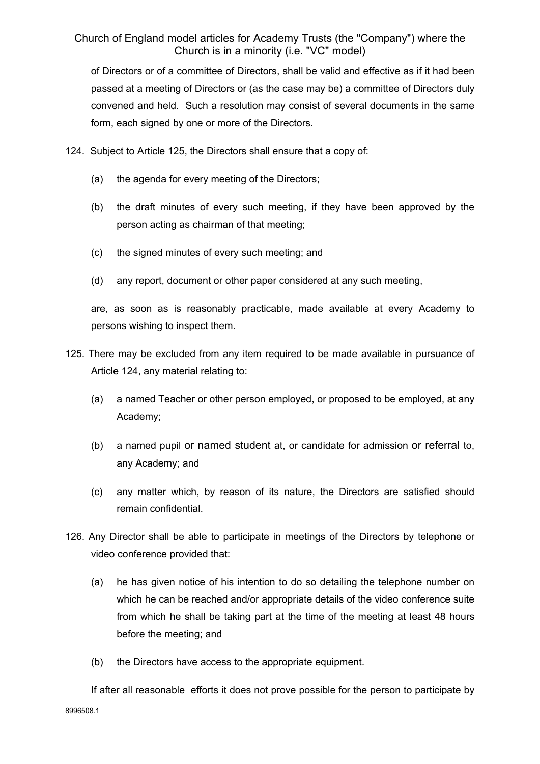of Directors or of a committee of Directors, shall be valid and effective as if it had been passed at a meeting of Directors or (as the case may be) a committee of Directors duly convened and held. Such a resolution may consist of several documents in the same form, each signed by one or more of the Directors.

124. Subject to Article 125, the Directors shall ensure that a copy of:

(a) the agenda for every meeting of the Directors;

(b) the draft minutes of every such meeting, if they have been approved by the person acting as chairman of that meeting;

(c) the signed minutes of every such meeting; and

(d) any report, document or other paper considered at any such meeting,

are, as soon as is reasonably practicable, made available at every Academy to persons wishing to inspect them.

125. There may be excluded from any item required to be made available in pursuance of Article 124, any material relating to:

(a) a named Teacher or other person employed, or proposed to be employed, at any Academy;

(b) a named pupil or named student at, or candidate for admission or referral to, any Academy; and

(c) any matter which, by reason of its nature, the Directors are satisfied should remain confidential.

126. Any Director shall be able to participate in meetings of the Directors by telephone or video conference provided that:

(a) he has given notice of his intention to do so detailing the telephone number on which he can be reached and/or appropriate details of the video conference suite from which he shall be taking part at the time of the meeting at least 48 hours before the meeting; and

(b) the Directors have access to the appropriate equipment.

If after all reasonable efforts it does not prove possible for the person to participate by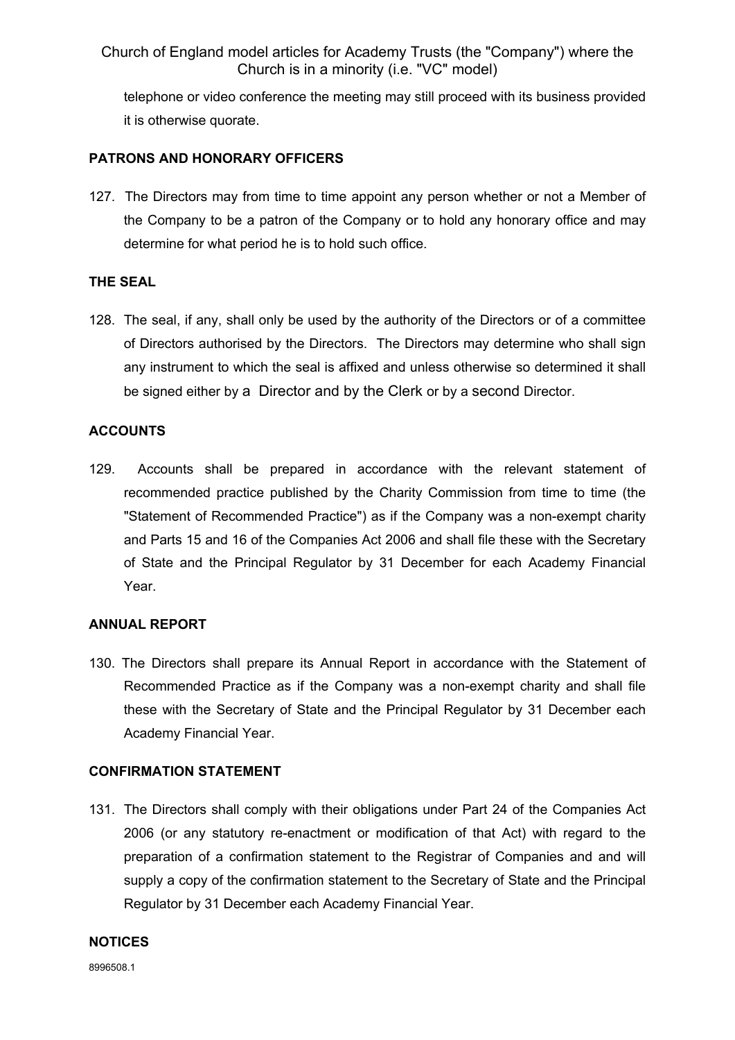telephone or video conference the meeting may still proceed with its business provided it is otherwise quorate.

**PATRONS AND HONORARY OFFICERS**

127. The Directors may from time to time appoint any person whether or not a Member of the Company to be a patron of the Company or to hold any honorary office and may determine for what period he is to hold such office.

**THE SEAL**

128. The seal, if any, shall only be used by the authority of the Directors or of a committee of Directors authorised by the Directors. The Directors may determine who shall sign any instrument to which the seal is affixed and unless otherwise so determined it shall be signed either by a Director and by the Clerk or by a second Director.

**ACCOUNTS**

129. Accounts shall be prepared in accordance with the relevant statement of recommended practice published by the Charity Commission from time to time (the "Statement of Recommended Practice") as if the Company was a non-exempt charity and Parts 15 and 16 of the Companies Act 2006 and shall file these with the Secretary of State and the Principal Regulator by 31 December for each Academy Financial Year.

**ANNUAL REPORT**

130. The Directors shall prepare its Annual Report in accordance with the Statement of Recommended Practice as if the Company was a non-exempt charity and shall file these with the Secretary of State and the Principal Regulator by 31 December each Academy Financial Year.

**CONFIRMATION STATEMENT**

131. The Directors shall comply with their obligations under Part 24 of the Companies Act 2006 (or any statutory re-enactment or modification of that Act) with regard to the preparation of a confirmation statement to the Registrar of Companies and and will supply a copy of the confirmation statement to the Secretary of State and the Principal Regulator by 31 December each Academy Financial Year.

**NOTICES**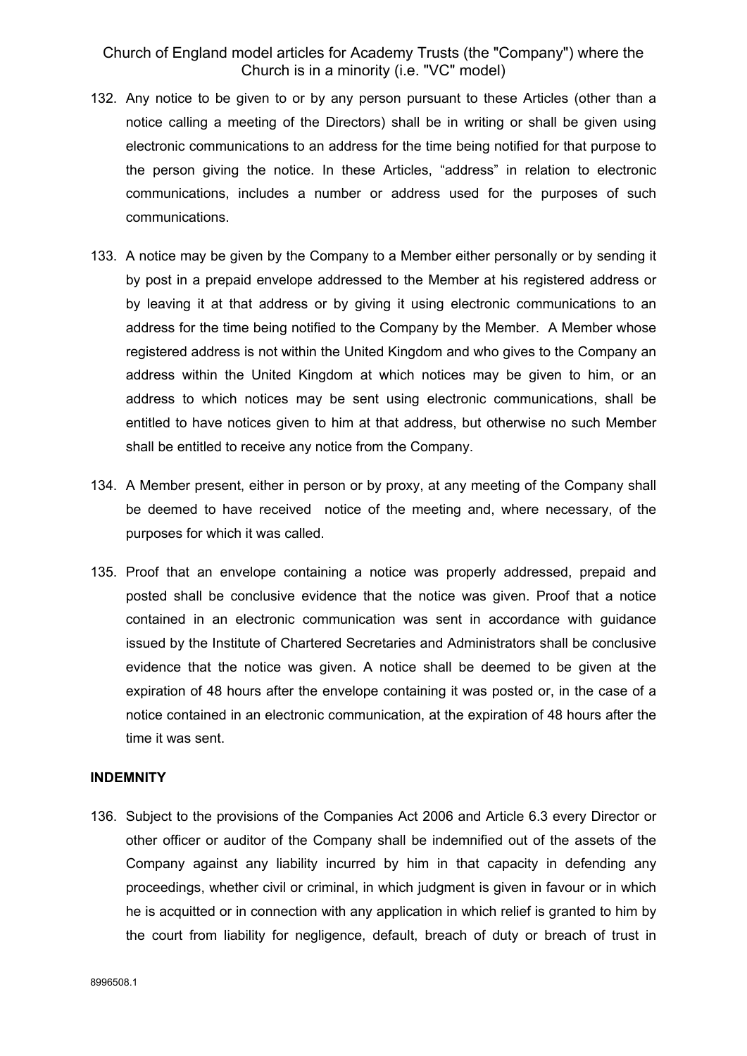132. Any notice to be given to or by any person pursuant to these Articles (other than a notice calling a meeting of the Directors) shall be in writing or shall be given using electronic communications to an address for the time being notified for that purpose to the person giving the notice. In these Articles, "address" in relation to electronic communications, includes a number or address used for the purposes of such communications.

133. A notice may be given by the Company to a Member either personally or by sending it by post in a prepaid envelope addressed to the Member at his registered address or by leaving it at that address or by giving it using electronic communications to an address for the time being notified to the Company by the Member. A Member whose registered address is not within the United Kingdom and who gives to the Company an address within the United Kingdom at which notices may be given to him, or an address to which notices may be sent using electronic communications, shall be entitled to have notices given to him at that address, but otherwise no such Member shall be entitled to receive any notice from the Company.

134. A Member present, either in person or by proxy, at any meeting of the Company shall be deemed to have received notice of the meeting and, where necessary, of the purposes for which it was called.

135. Proof that an envelope containing a notice was properly addressed, prepaid and posted shall be conclusive evidence that the notice was given. Proof that a notice contained in an electronic communication was sent in accordance with guidance issued by the Institute of Chartered Secretaries and Administrators shall be conclusive evidence that the notice was given. A notice shall be deemed to be given at the expiration of 48 hours after the envelope containing it was posted or, in the case of a notice contained in an electronic communication, at the expiration of 48 hours after the time it was sent.

**INDEMNITY**

136. Subject to the provisions of the Companies Act 2006 and Article 6.3 every Director or other officer or auditor of the Company shall be indemnified out of the assets of the Company against any liability incurred by him in that capacity in defending any proceedings, whether civil or criminal, in which judgment is given in favour or in which he is acquitted or in connection with any application in which relief is granted to him by the court from liability for negligence, default, breach of duty or breach of trust in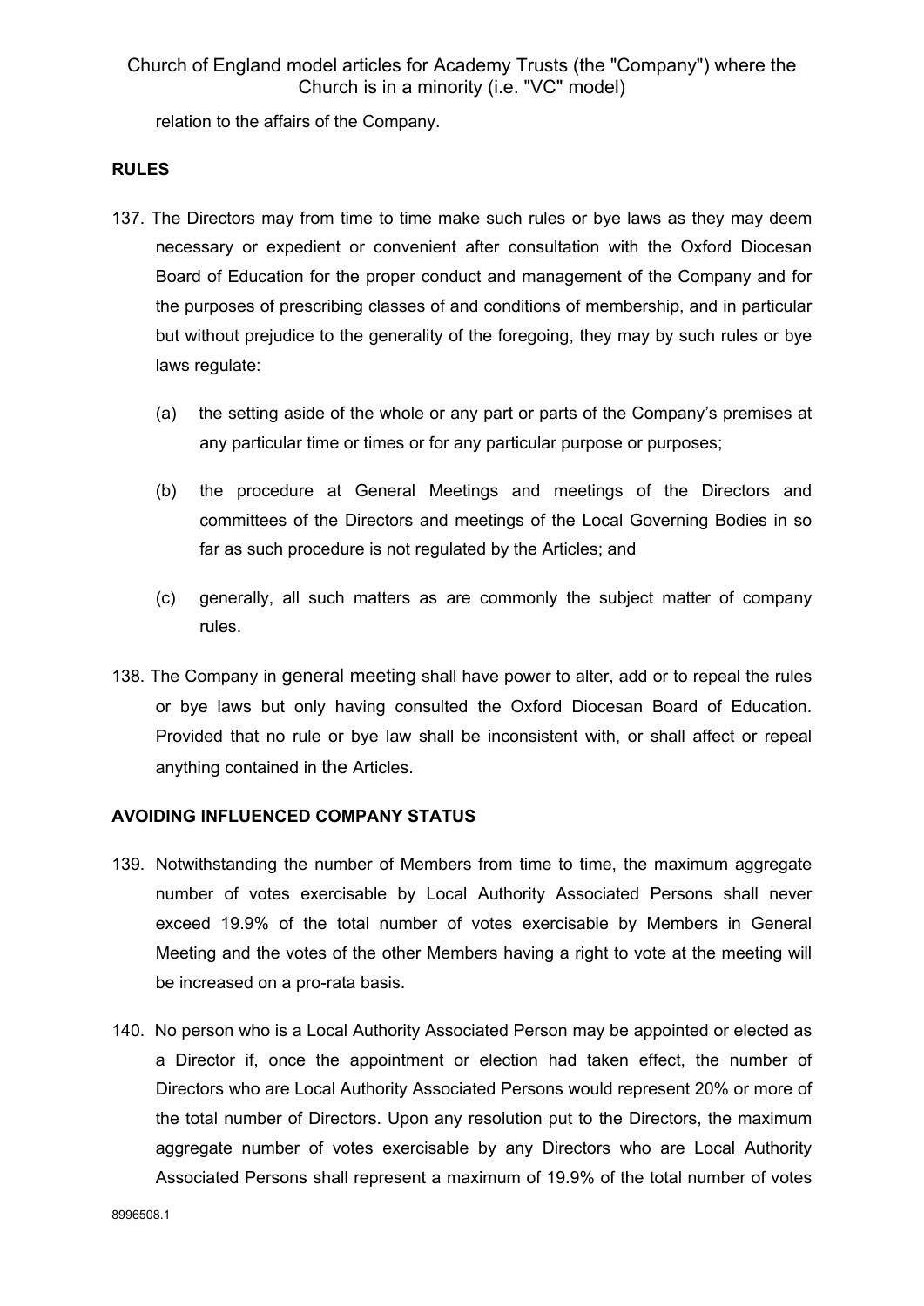relation to the affairs of the Company.

**RULES**

137. The Directors may from time to time make such rules or bye laws as they may deem necessary or expedient or convenient after consultation with the Oxford Diocesan Board of Education for the proper conduct and management of the Company and for the purposes of prescribing classes of and conditions of membership, and in particular but without prejudice to the generality of the foregoing, they may by such rules or bye laws regulate:

    (a) the setting aside of the whole or any part or parts of the Company's premises at any particular time or times or for any particular purpose or purposes;

    (b) the procedure at General Meetings and meetings of the Directors and committees of the Directors and meetings of the Local Governing Bodies in so far as such procedure is not regulated by the Articles; and

    (c) generally, all such matters as are commonly the subject matter of company rules.

138. The Company in general meeting shall have power to alter, add or to repeal the rules or bye laws but only having consulted the Oxford Diocesan Board of Education. Provided that no rule or bye law shall be inconsistent with, or shall affect or repeal anything contained in the Articles.

**AVOIDING INFLUENCED COMPANY STATUS**

139. Notwithstanding the number of Members from time to time, the maximum aggregate number of votes exercisable by Local Authority Associated Persons shall never exceed 19.9% of the total number of votes exercisable by Members in General Meeting and the votes of the other Members having a right to vote at the meeting will be increased on a pro-rata basis.

140. No person who is a Local Authority Associated Person may be appointed or elected as a Director if, once the appointment or election had taken effect, the number of Directors who are Local Authority Associated Persons would represent 20% or more of the total number of Directors. Upon any resolution put to the Directors, the maximum aggregate number of votes exercisable by any Directors who are Local Authority Associated Persons shall represent a maximum of 19.9% of the total number of votes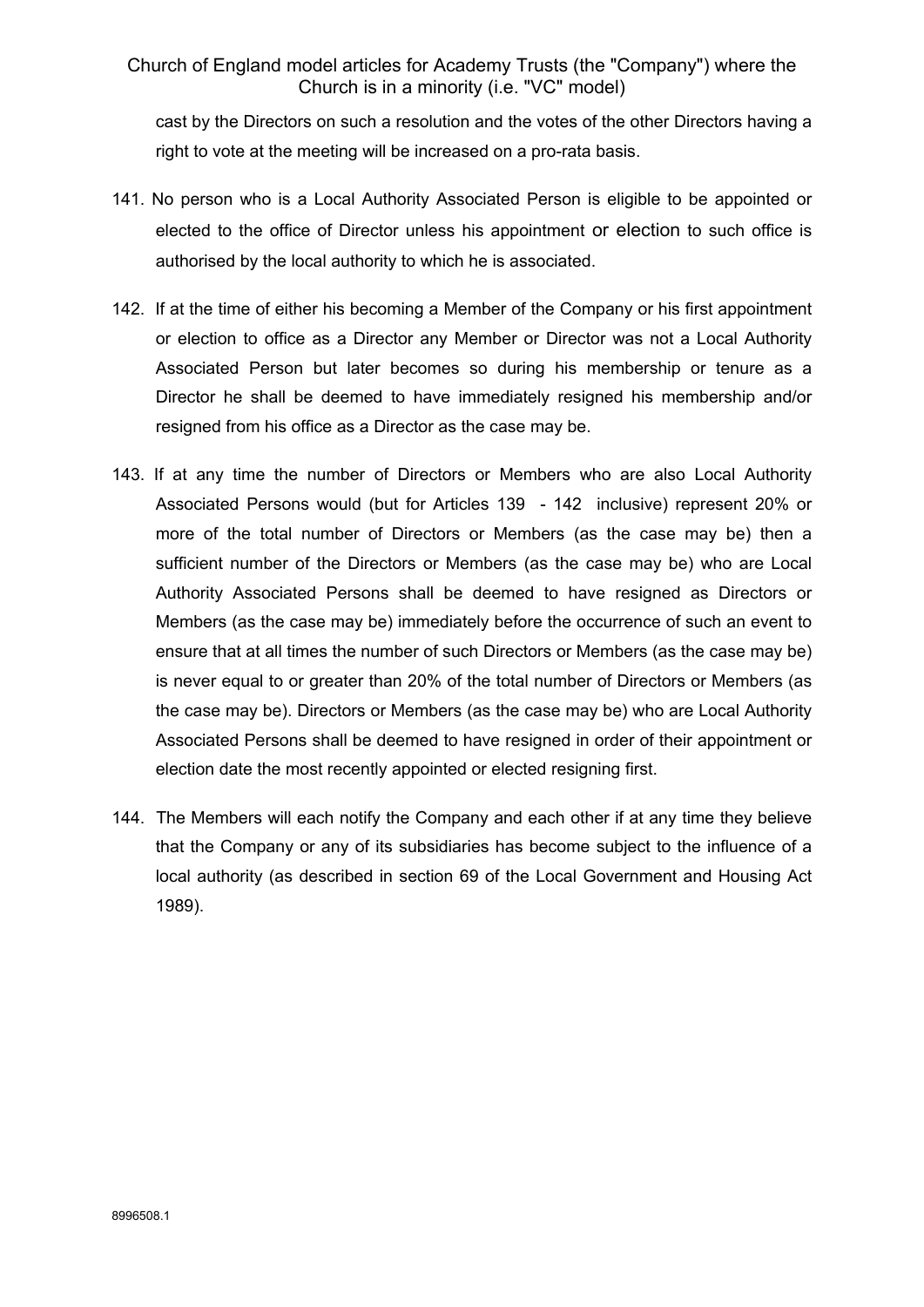cast by the Directors on such a resolution and the votes of the other Directors having a right to vote at the meeting will be increased on a pro-rata basis.

141. No person who is a Local Authority Associated Person is eligible to be appointed or elected to the office of Director unless his appointment or election to such office is authorised by the local authority to which he is associated.

142. If at the time of either his becoming a Member of the Company or his first appointment or election to office as a Director any Member or Director was not a Local Authority Associated Person but later becomes so during his membership or tenure as a Director he shall be deemed to have immediately resigned his membership and/or resigned from his office as a Director as the case may be.

143. If at any time the number of Directors or Members who are also Local Authority Associated Persons would (but for Articles 139 - 142 inclusive) represent 20% or more of the total number of Directors or Members (as the case may be) then a sufficient number of the Directors or Members (as the case may be) who are Local Authority Associated Persons shall be deemed to have resigned as Directors or Members (as the case may be) immediately before the occurrence of such an event to ensure that at all times the number of such Directors or Members (as the case may be) is never equal to or greater than 20% of the total number of Directors or Members (as the case may be). Directors or Members (as the case may be) who are Local Authority Associated Persons shall be deemed to have resigned in order of their appointment or election date the most recently appointed or elected resigning first.

144. The Members will each notify the Company and each other if at any time they believe that the Company or any of its subsidiaries has become subject to the influence of a local authority (as described in section 69 of the Local Government and Housing Act 1989).